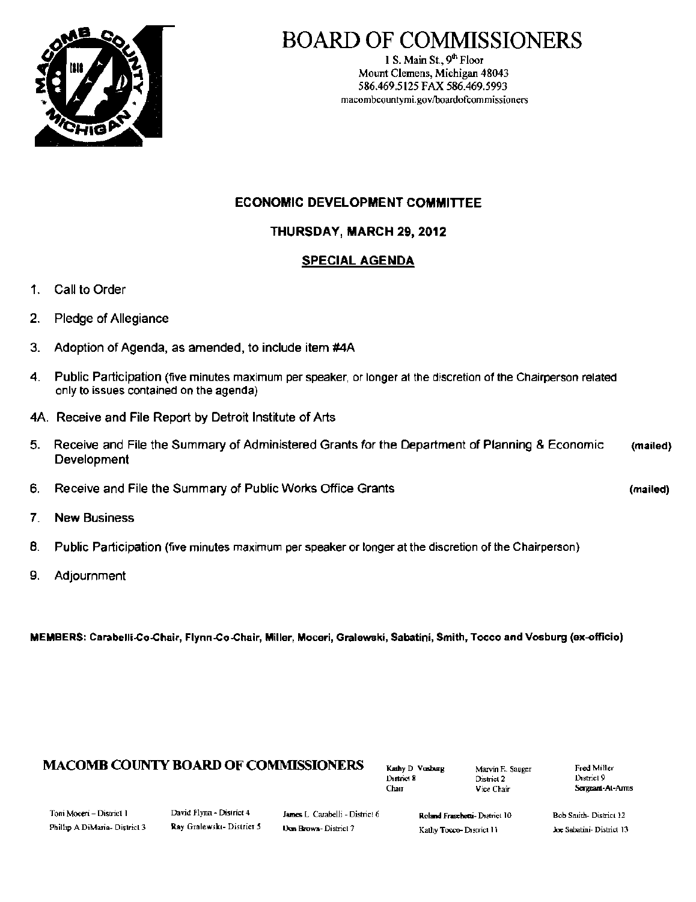# BOARD OF COMMISSIONERS

1 S. Main St., 9th Floor
Mount Clemens, Michigan 48043
586.469.5125 FAX 586.469.5993
macombcountymi.gov/boardofcommissioners

## ECONOMIC DEVELOPMENT COMMITTEE

### THURSDAY, MARCH 29, 2012

### SPECIAL AGENDA

1. Call to Order
2. Pledge of Allegiance
3. Adoption of Agenda, as amended, to include item #4A
4. Public Participation (five minutes maximum per speaker, or longer at the discretion of the Chairperson related only to issues contained on the agenda)

4A. Receive and File Report by Detroit Institute of Arts

5. Receive and File the Summary of Administered Grants for the Department of Planning & Economic Development (mailed)
6. Receive and File the Summary of Public Works Office Grants (mailed)
7. New Business
8. Public Participation (five minutes maximum per speaker or longer at the discretion of the Chairperson)
9. Adjournment

**MEMBERS: Carabelli-Co-Chair, Flynn-Co-Chair, Miller, Moceri, Gralewski, Sabatini, Smith, Tocco and Vosburg (ex-officio)**

**MACOMB COUNTY BOARD OF COMMISSIONERS**

Kathy D. Vosburg, District 8, Chair
Marvin E. Sauger, District 2, Vice Chair
Fred Miller, District 9, Sergeant-At-Arms

Toni Moceri – District 1
Phillip A DiMaria – District 3
David Flynn – District 4
Ray Gralewski – District 5
James L. Carabelli – District 6
Don Brown – District 7
Roland Fraschetti – District 10
Kathy Tocco – District 11
Bob Smith – District 12
Joe Sabatini – District 13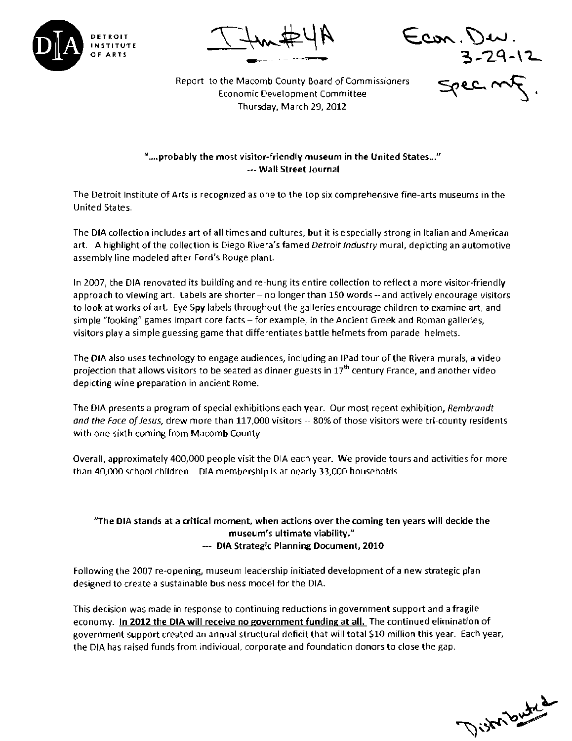DETROIT INSTITUTE OF ARTS

Item #4A

Econ. Dev.
3-29-12
Spec. mtg.

Report to the Macomb County Board of Commissioners
Economic Development Committee
Thursday, March 29, 2012

**"....probably the most visitor-friendly museum in the United States..."**
**--- Wall Street Journal**

The Detroit Institute of Arts is recognized as one to the top six comprehensive fine-arts museums in the United States.

The DIA collection includes art of all times and cultures, but it is especially strong in Italian and American art. A highlight of the collection is Diego Rivera's famed *Detroit Industry* mural, depicting an automotive assembly line modeled after Ford's Rouge plant.

In 2007, the DIA renovated its building and re-hung its entire collection to reflect a more visitor-friendly approach to viewing art. Labels are shorter – no longer than 150 words – and actively encourage visitors to look at works of art. Eye Spy labels throughout the galleries encourage children to examine art, and simple "looking" games impart core facts – for example, in the Ancient Greek and Roman galleries, visitors play a simple guessing game that differentiates battle helmets from parade helmets.

The DIA also uses technology to engage audiences, including an IPad tour of the Rivera murals, a video projection that allows visitors to be seated as dinner guests in 17th century France, and another video depicting wine preparation in ancient Rome.

The DIA presents a program of special exhibitions each year. Our most recent exhibition, *Rembrandt and the Face of Jesus*, drew more than 117,000 visitors -- 80% of those visitors were tri-county residents with one-sixth coming from Macomb County

Overall, approximately 400,000 people visit the DIA each year. We provide tours and activities for more than 40,000 school children. DIA membership is at nearly 33,000 households.

**"The DIA stands at a critical moment, when actions over the coming ten years will decide the museum's ultimate viability."**
**--- DIA Strategic Planning Document, 2010**

Following the 2007 re-opening, museum leadership initiated development of a new strategic plan designed to create a sustainable business model for the DIA.

This decision was made in response to continuing reductions in government support and a fragile economy. **In 2012 the DIA will receive no government funding at all.** The continued elimination of government support created an annual structural deficit that will total $10 million this year. Each year, the DIA has raised funds from individual, corporate and foundation donors to close the gap.

Distributed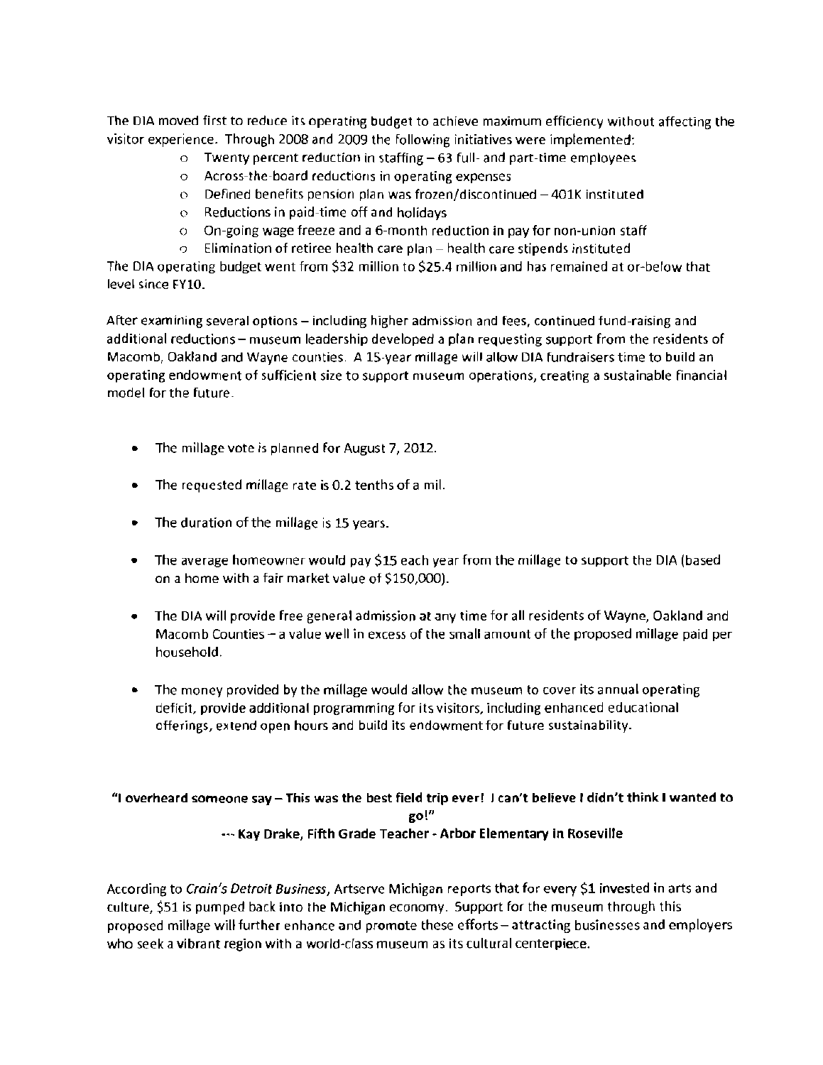The DIA moved first to reduce its operating budget to achieve maximum efficiency without affecting the visitor experience. Through 2008 and 2009 the following initiatives were implemented:

- Twenty percent reduction in staffing – 63 full- and part-time employees
- Across-the-board reductions in operating expenses
- Defined benefits pension plan was frozen/discontinued – 401K instituted
- Reductions in paid-time off and holidays
- On-going wage freeze and a 6-month reduction in pay for non-union staff
- Elimination of retiree health care plan – health care stipends instituted

The DIA operating budget went from $32 million to $25.4 million and has remained at or-below that level since FY10.

After examining several options – including higher admission and fees, continued fund-raising and additional reductions – museum leadership developed a plan requesting support from the residents of Macomb, Oakland and Wayne counties. A 15-year millage will allow DIA fundraisers time to build an operating endowment of sufficient size to support museum operations, creating a sustainable financial model for the future.

- The millage vote is planned for August 7, 2012.
- The requested millage rate is 0.2 tenths of a mil.
- The duration of the millage is 15 years.
- The average homeowner would pay $15 each year from the millage to support the DIA (based on a home with a fair market value of $150,000).
- The DIA will provide free general admission at any time for all residents of Wayne, Oakland and Macomb Counties – a value well in excess of the small amount of the proposed millage paid per household.
- The money provided by the millage would allow the museum to cover its annual operating deficit, provide additional programming for its visitors, including enhanced educational offerings, extend open hours and build its endowment for future sustainability.

**"I overheard someone say – This was the best field trip ever! I can't believe I didn't think I wanted to go!"**

**--- Kay Drake, Fifth Grade Teacher - Arbor Elementary in Roseville**

According to *Crain's Detroit Business*, Artserve Michigan reports that for every $1 invested in arts and culture, $51 is pumped back into the Michigan economy. Support for the museum through this proposed millage will further enhance and promote these efforts – attracting businesses and employers who seek a vibrant region with a world-class museum as its cultural centerpiece.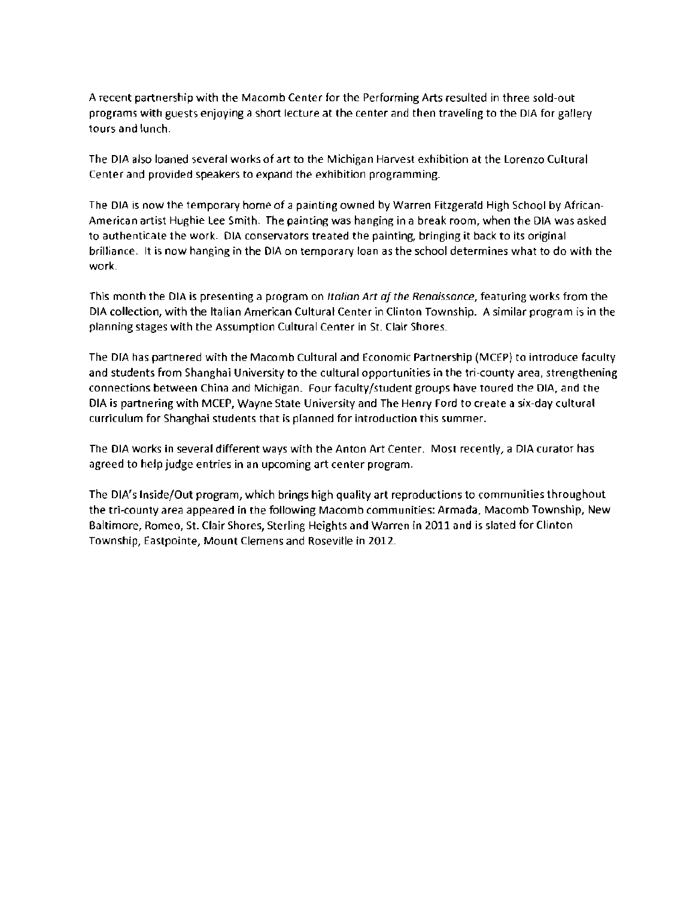A recent partnership with the Macomb Center for the Performing Arts resulted in three sold-out programs with guests enjoying a short lecture at the center and then traveling to the DIA for gallery tours and lunch.

The DIA also loaned several works of art to the Michigan Harvest exhibition at the Lorenzo Cultural Center and provided speakers to expand the exhibition programming.

The DIA is now the temporary home of a painting owned by Warren Fitzgerald High School by African-American artist Hughie Lee Smith. The painting was hanging in a break room, when the DIA was asked to authenticate the work. DIA conservators treated the painting, bringing it back to its original brilliance. It is now hanging in the DIA on temporary loan as the school determines what to do with the work.

This month the DIA is presenting a program on *Italian Art of the Renaissance*, featuring works from the DIA collection, with the Italian American Cultural Center in Clinton Township. A similar program is in the planning stages with the Assumption Cultural Center in St. Clair Shores.

The DIA has partnered with the Macomb Cultural and Economic Partnership (MCEP) to introduce faculty and students from Shanghai University to the cultural opportunities in the tri-county area, strengthening connections between China and Michigan. Four faculty/student groups have toured the DIA, and the DIA is partnering with MCEP, Wayne State University and The Henry Ford to create a six-day cultural curriculum for Shanghai students that is planned for introduction this summer.

The DIA works in several different ways with the Anton Art Center. Most recently, a DIA curator has agreed to help judge entries in an upcoming art center program.

The DIA's Inside/Out program, which brings high quality art reproductions to communities throughout the tri-county area appeared in the following Macomb communities: Armada, Macomb Township, New Baltimore, Romeo, St. Clair Shores, Sterling Heights and Warren in 2011 and is slated for Clinton Township, Eastpointe, Mount Clemens and Roseville in 2012.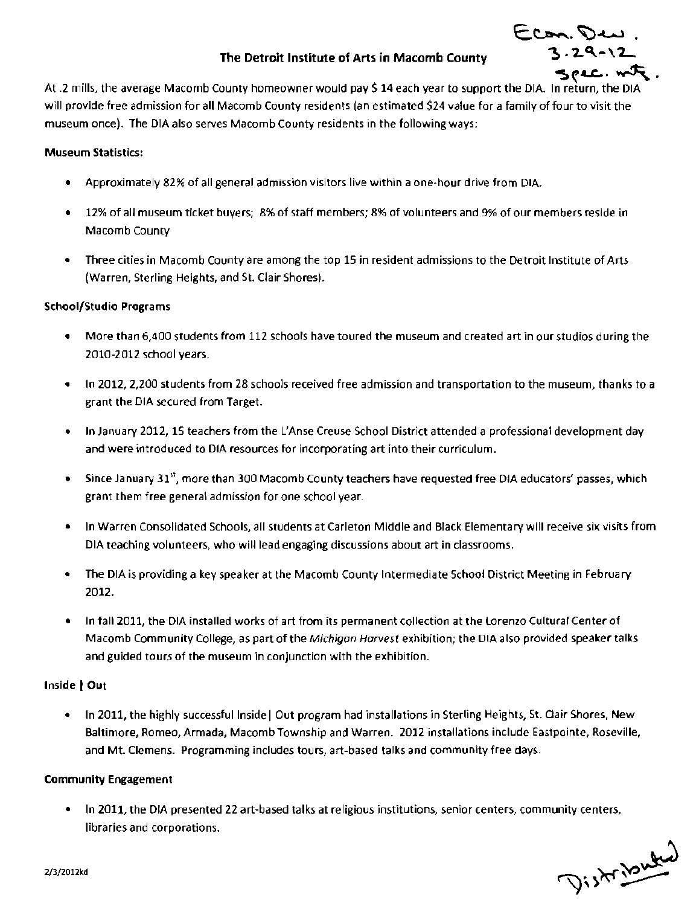Econ. Dev.
3.29-12
spec. mtg.

# The Detroit Institute of Arts in Macomb County

At .2 mills, the average Macomb County homeowner would pay $ 14 each year to support the DIA. In return, the DIA will provide free admission for all Macomb County residents (an estimated $24 value for a family of four to visit the museum once). The DIA also serves Macomb County residents in the following ways:

**Museum Statistics:**

- Approximately 82% of all general admission visitors live within a one-hour drive from DIA.
- 12% of all museum ticket buyers; 8% of staff members; 8% of volunteers and 9% of our members reside in Macomb County
- Three cities in Macomb County are among the top 15 in resident admissions to the Detroit Institute of Arts (Warren, Sterling Heights, and St. Clair Shores).

**School/Studio Programs**

- More than 6,400 students from 112 schools have toured the museum and created art in our studios during the 2010-2012 school years.
- In 2012, 2,200 students from 28 schools received free admission and transportation to the museum, thanks to a grant the DIA secured from Target.
- In January 2012, 15 teachers from the L'Anse Creuse School District attended a professional development day and were introduced to DIA resources for incorporating art into their curriculum.
- Since January 31st, more than 300 Macomb County teachers have requested free DIA educators' passes, which grant them free general admission for one school year.
- In Warren Consolidated Schools, all students at Carleton Middle and Black Elementary will receive six visits from DIA teaching volunteers, who will lead engaging discussions about art in classrooms.
- The DIA is providing a key speaker at the Macomb County Intermediate School District Meeting in February 2012.
- In fall 2011, the DIA installed works of art from its permanent collection at the Lorenzo Cultural Center of Macomb Community College, as part of the *Michigan Harvest* exhibition; the DIA also provided speaker talks and guided tours of the museum in conjunction with the exhibition.

**Inside | Out**

- In 2011, the highly successful Inside| Out program had installations in Sterling Heights, St. Clair Shores, New Baltimore, Romeo, Armada, Macomb Township and Warren. 2012 installations include Eastpointe, Roseville, and Mt. Clemens. Programming includes tours, art-based talks and community free days.

**Community Engagement**

- In 2011, the DIA presented 22 art-based talks at religious institutions, senior centers, community centers, libraries and corporations.

2/3/2012kd

Distributed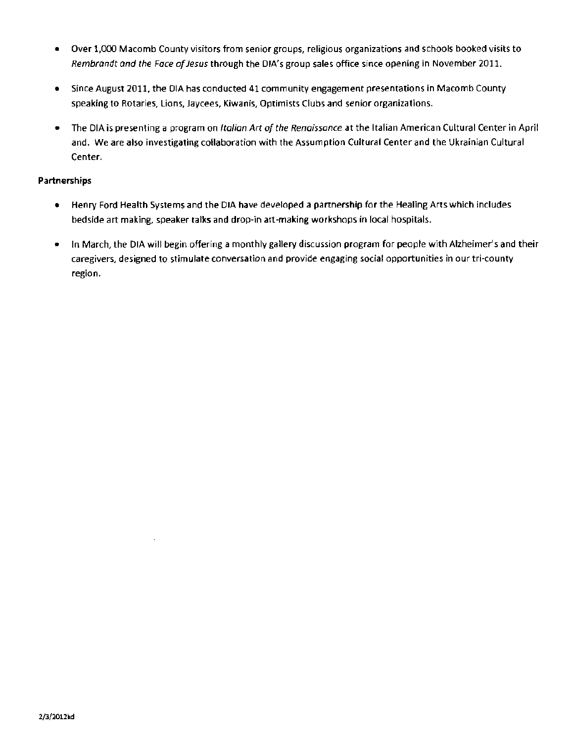- Over 1,000 Macomb County visitors from senior groups, religious organizations and schools booked visits to *Rembrandt and the Face of Jesus* through the DIA's group sales office since opening in November 2011.

- Since August 2011, the DIA has conducted 41 community engagement presentations in Macomb County speaking to Rotaries, Lions, Jaycees, Kiwanis, Optimists Clubs and senior organizations.

- The DIA is presenting a program on *Italian Art of the Renaissance* at the Italian American Cultural Center in April and. We are also investigating collaboration with the Assumption Cultural Center and the Ukrainian Cultural Center.

**Partnerships**

- Henry Ford Health Systems and the DIA have developed a partnership for the Healing Arts which includes bedside art making, speaker talks and drop-in art-making workshops in local hospitals.

- In March, the DIA will begin offering a monthly gallery discussion program for people with Alzheimer's and their caregivers, designed to stimulate conversation and provide engaging social opportunities in our tri-county region.

2/3/2012kd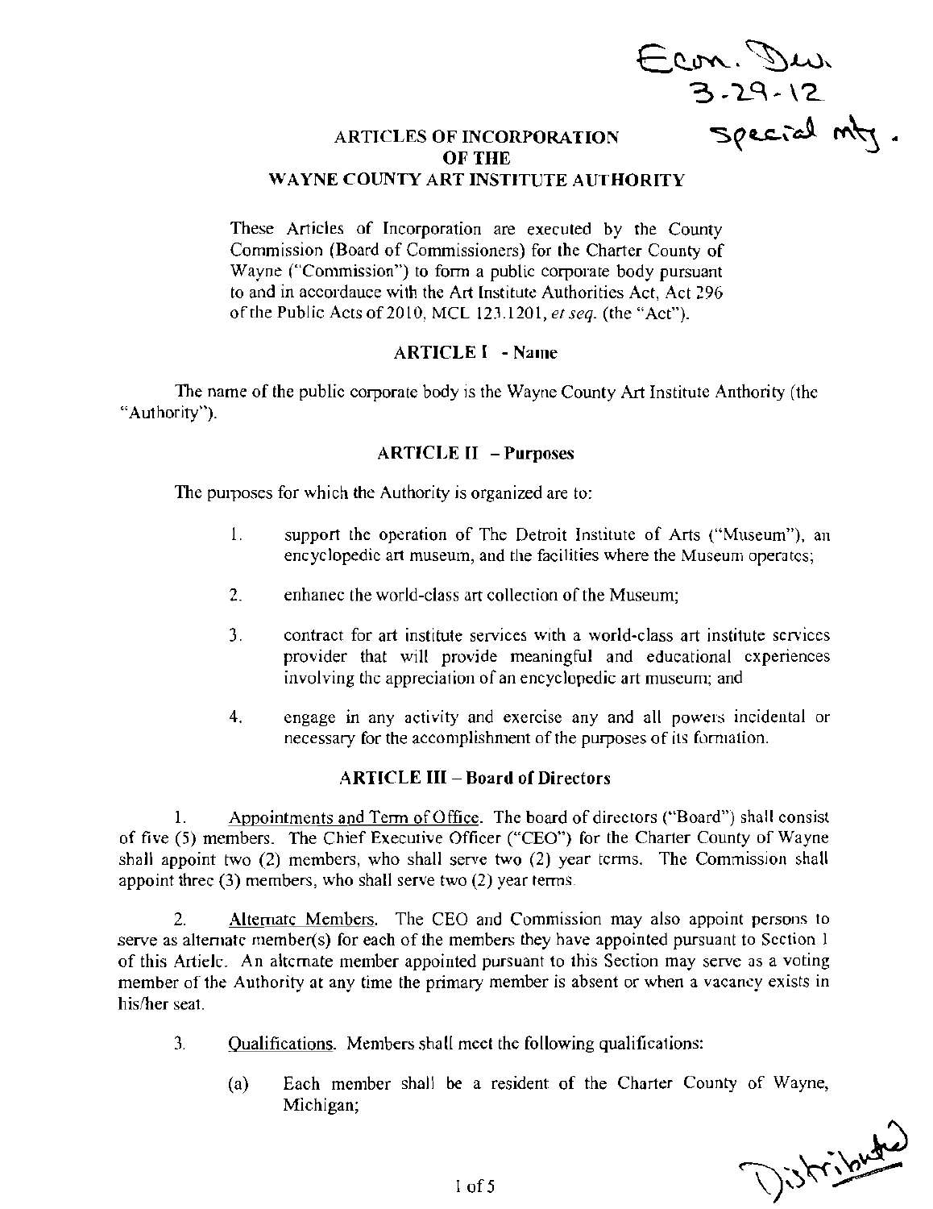Econ. Dev.
3-29-12
special mtg.

# ARTICLES OF INCORPORATION OF THE WAYNE COUNTY ART INSTITUTE AUTHORITY

These Articles of Incorporation are executed by the County Commission (Board of Commissioners) for the Charter County of Wayne ("Commission") to form a public corporate body pursuant to and in accordauce with the Art Institute Authorities Act, Act 296 of the Public Acts of 2010, MCL 123.1201, *et seq.* (the "Act").

## ARTICLE I - Name

The name of the public corporate body is the Wayne County Art Institute Anthority (the "Authority").

## ARTICLE II – Purposes

The purposes for which the Authority is organized are to:

1. support the operation of The Detroit Institute of Arts ("Museum"), an encyclopedic art museum, and the facilities where the Museum operates;

2. enhanec the world-class art collection of the Museum;

3. contract for art institute services with a world-class art institute services provider that will provide meaningful and educational experiences involving the appreciation of an encyclopedic art museum; and

4. engage in any activity and exercise any and all powers incidental or necessary for the accomplishment of the purposes of its formation.

## ARTICLE III – Board of Directors

1. Appointments and Term of Office. The board of directors ("Board") shall consist of five (5) members. The Chief Executive Officer ("CEO") for the Charter County of Wayne shall appoint two (2) members, who shall serve two (2) year terms. The Commission shall appoint three (3) members, who shall serve two (2) year terms.

2. Alternate Members. The CEO and Commission may also appoint persons to serve as alternate member(s) for each of the members they have appointed pursuant to Section 1 of this Article. An alternate member appointed pursuant to this Section may serve as a voting member of the Authority at any time the primary member is absent or when a vacancy exists in his/her seat.

3. Qualifications. Members shall meet the following qualifications:

   (a) Each member shall be a resident of the Charter County of Wayne, Michigan;

Distributed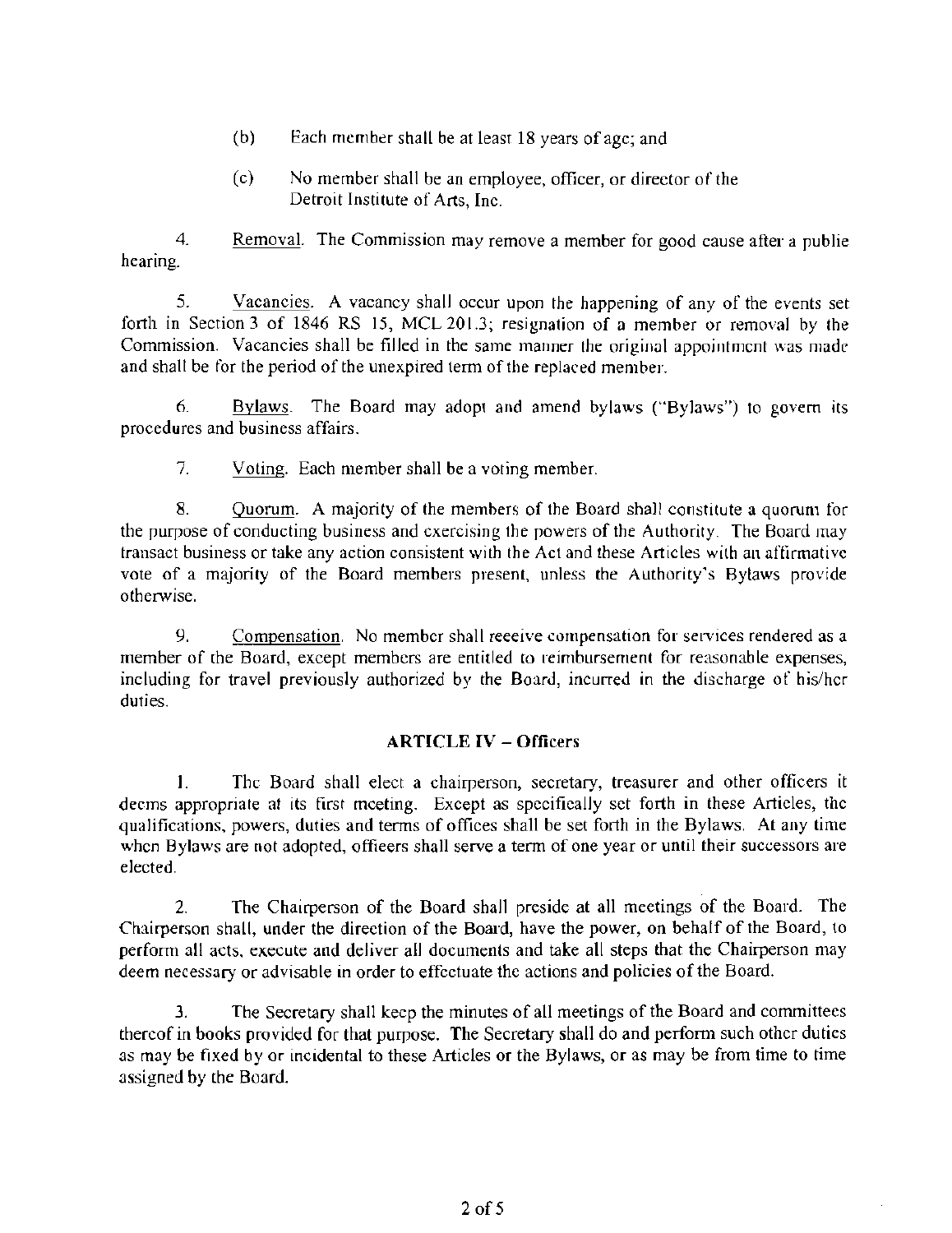(b) Each member shall be at least 18 years of age; and

(c) No member shall be an employee, officer, or director of the Detroit Institute of Arts, Inc.

4. Removal. The Commission may remove a member for good cause after a public hearing.

5. Vacancies. A vacancy shall occur upon the happening of any of the events set forth in Section 3 of 1846 RS 15, MCL 201.3; resignation of a member or removal by the Commission. Vacancies shall be filled in the same manner the original appointment was made and shall be for the period of the unexpired term of the replaced member.

6. Bylaws. The Board may adopt and amend bylaws ("Bylaws") to govern its procedures and business affairs.

7. Voting. Each member shall be a voting member.

8. Quorum. A majority of the members of the Board shall constitute a quorum for the purpose of conducting business and exercising the powers of the Authority. The Board may transact business or take any action consistent with the Act and these Articles with an affirmative vote of a majority of the Board members present, unless the Authority's Bylaws provide otherwise.

9. Compensation. No member shall receive compensation for services rendered as a member of the Board, except members are entitled to reimbursement for reasonable expenses, including for travel previously authorized by the Board, incurred in the discharge of his/her duties.

## ARTICLE IV – Officers

1. The Board shall elect a chairperson, secretary, treasurer and other officers it deems appropriate at its first meeting. Except as specifically set forth in these Articles, the qualifications, powers, duties and terms of offices shall be set forth in the Bylaws. At any time when Bylaws are not adopted, officers shall serve a term of one year or until their successors are elected.

2. The Chairperson of the Board shall preside at all meetings of the Board. The Chairperson shall, under the direction of the Board, have the power, on behalf of the Board, to perform all acts, execute and deliver all documents and take all steps that the Chairperson may deem necessary or advisable in order to effectuate the actions and policies of the Board.

3. The Secretary shall keep the minutes of all meetings of the Board and committees thereof in books provided for that purpose. The Secretary shall do and perform such other duties as may be fixed by or incidental to these Articles or the Bylaws, or as may be from time to time assigned by the Board.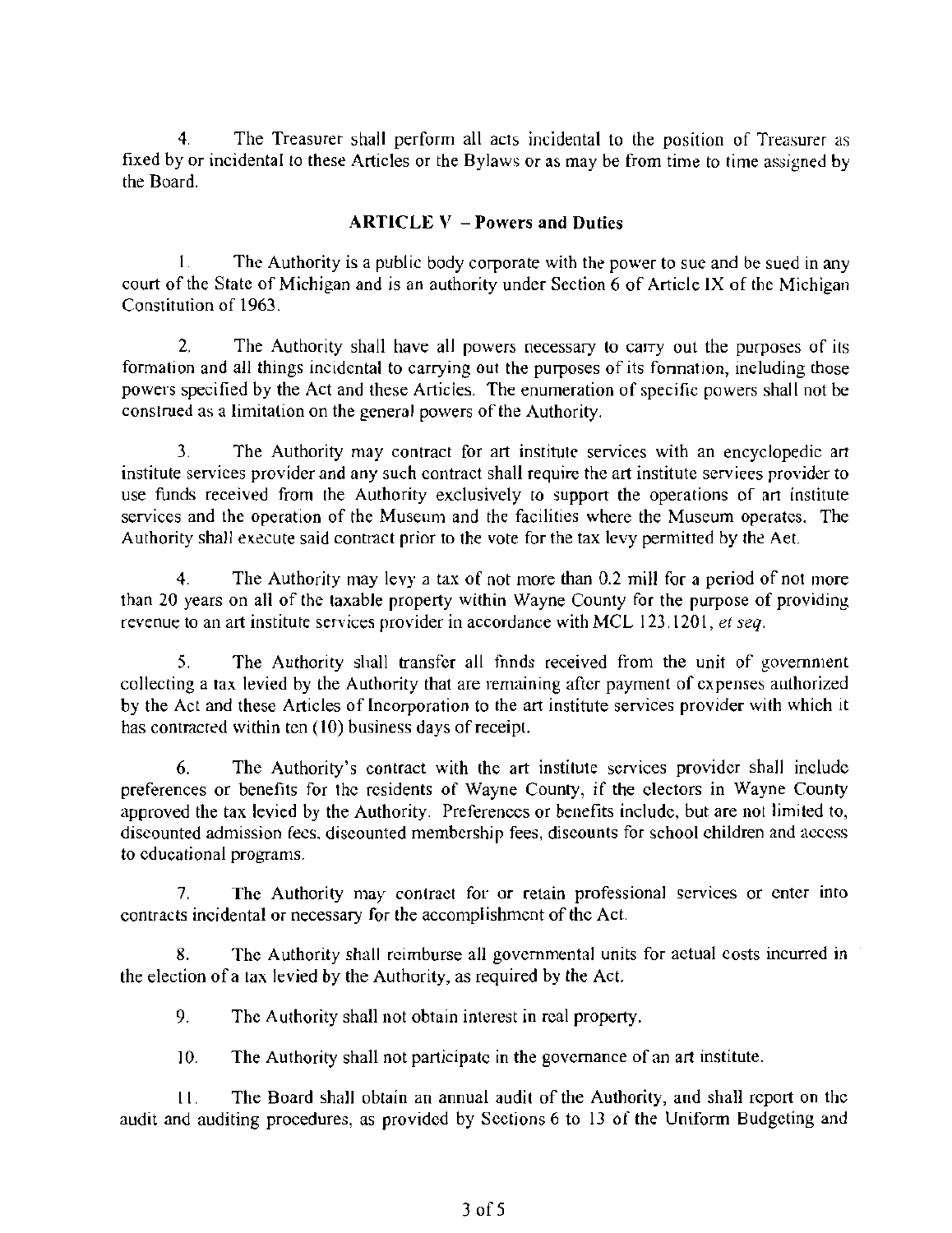4. The Treasurer shall perform all acts incidental to the position of Treasurer as fixed by or incidental to these Articles or the Bylaws or as may be from time to time assigned by the Board.

## ARTICLE V – Powers and Duties

1. The Authority is a public body corporate with the power to sue and be sued in any court of the State of Michigan and is an authority under Section 6 of Article IX of the Michigan Constitution of 1963.

2. The Authority shall have all powers necessary to carry out the purposes of its formation and all things incidental to carrying out the purposes of its formation, including those powers specified by the Act and these Articles. The enumeration of specific powers shall not be construed as a limitation on the general powers of the Authority.

3. The Authority may contract for art institute services with an encyclopedic art institute services provider and any such contract shall require the art institute services provider to use funds received from the Authority exclusively to support the operations of art institute services and the operation of the Museum and the facilities where the Museum operates. The Authority shall execute said contract prior to the vote for the tax levy permitted by the Act.

4. The Authority may levy a tax of not more than 0.2 mill for a period of not more than 20 years on all of the taxable property within Wayne County for the purpose of providing revenue to an art institute services provider in accordance with MCL 123.1201, *et seq.*

5. The Authority shall transfer all funds received from the unit of government collecting a tax levied by the Authority that are remaining after payment of expenses authorized by the Act and these Articles of Incorporation to the art institute services provider with which it has contracted within ten (10) business days of receipt.

6. The Authority's contract with the art institute services provider shall include preferences or benefits for the residents of Wayne County, if the electors in Wayne County approved the tax levied by the Authority. Preferences or benefits include, but are not limited to, discounted admission fees, discounted membership fees, discounts for school children and access to educational programs.

7. The Authority may contract for or retain professional services or enter into contracts incidental or necessary for the accomplishment of the Act.

8. The Authority shall reimburse all governmental units for actual costs incurred in the election of a tax levied by the Authority, as required by the Act.

9. The Authority shall not obtain interest in real property.

10. The Authority shall not participate in the governance of an art institute.

11. The Board shall obtain an annual audit of the Authority, and shall report on the audit and auditing procedures, as provided by Sections 6 to 13 of the Uniform Budgeting and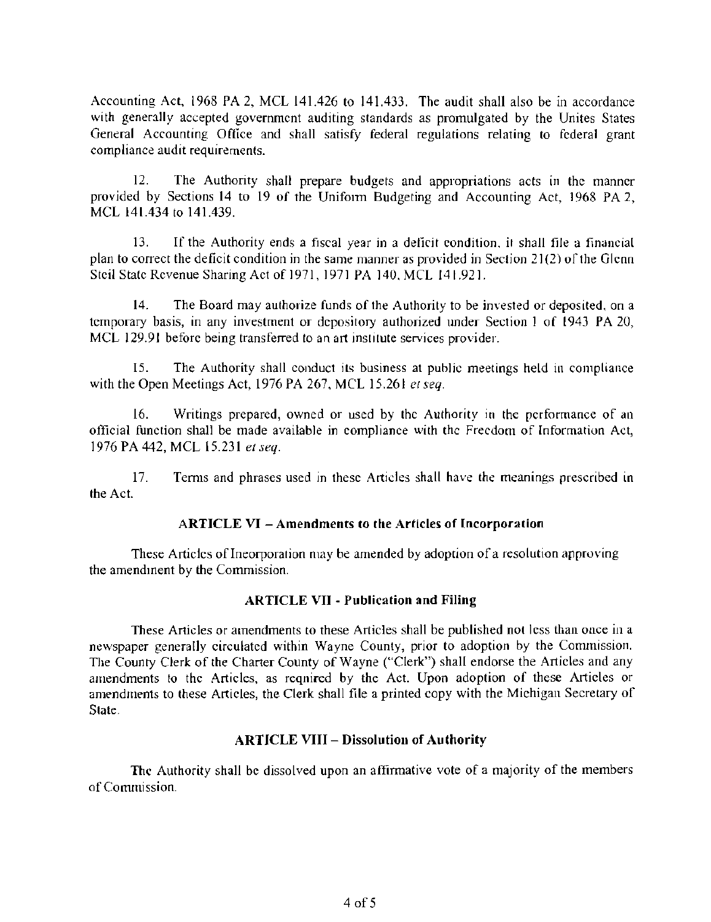Accounting Act, 1968 PA 2, MCL 141.426 to 141.433. The audit shall also be in accordance with generally accepted government auditing standards as promulgated by the Unites States General Accounting Office and shall satisfy federal regulations relating to federal grant compliance audit requirements.

12. The Authority shall prepare budgets and appropriations acts in the manner provided by Sections 14 to 19 of the Uniform Budgeting and Accounting Act, 1968 PA 2, MCL 141.434 to 141.439.

13. If the Authority ends a fiscal year in a deficit condition, it shall file a financial plan to correct the deficit condition in the same manner as provided in Section 21(2) of the Glenn Steil State Revenue Sharing Act of 1971, 1971 PA 140, MCL 141.921.

14. The Board may authorize funds of the Authority to be invested or deposited, on a temporary basis, in any investment or depository authorized under Section 1 of 1943 PA 20, MCL 129.91 before being transferred to an art institute services provider.

15. The Authority shall conduct its business at public meetings held in compliance with the Open Meetings Act, 1976 PA 267, MCL 15.261 *et seq.*

16. Writings prepared, owned or used by the Authority in the performance of an official function shall be made available in compliance with the Freedom of Information Act, 1976 PA 442, MCL 15.231 *et seq.*

17. Terms and phrases used in these Articles shall have the meanings prescribed in the Act.

### ARTICLE VI – Amendments to the Articles of Incorporation

These Articles of Incorporation may be amended by adoption of a resolution approving the amendment by the Commission.

### ARTICLE VII - Publication and Filing

These Articles or amendments to these Articles shall be published not less than once in a newspaper generally circulated within Wayne County, prior to adoption by the Commission. The County Clerk of the Charter County of Wayne ("Clerk") shall endorse the Articles and any amendments to the Articles, as required by the Act. Upon adoption of these Articles or amendments to these Articles, the Clerk shall file a printed copy with the Michigan Secretary of State.

### ARTICLE VIII – Dissolution of Authority

The Authority shall be dissolved upon an affirmative vote of a majority of the members of Commission.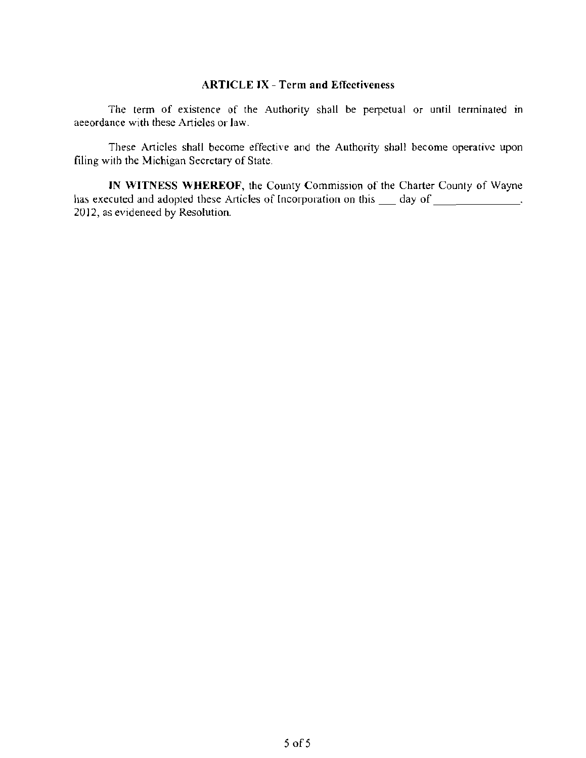## ARTICLE IX - Term and Effectiveness

The term of existence of the Authority shall be perpetual or until terminated in accordance with these Articles or law.

These Articles shall become effective and the Authority shall become operative upon filing with the Michigan Secretary of State.

**IN WITNESS WHEREOF**, the County Commission of the Charter County of Wayne has executed and adopted these Articles of Incorporation on this ___ day of _____________, 2012, as evidenced by Resolution.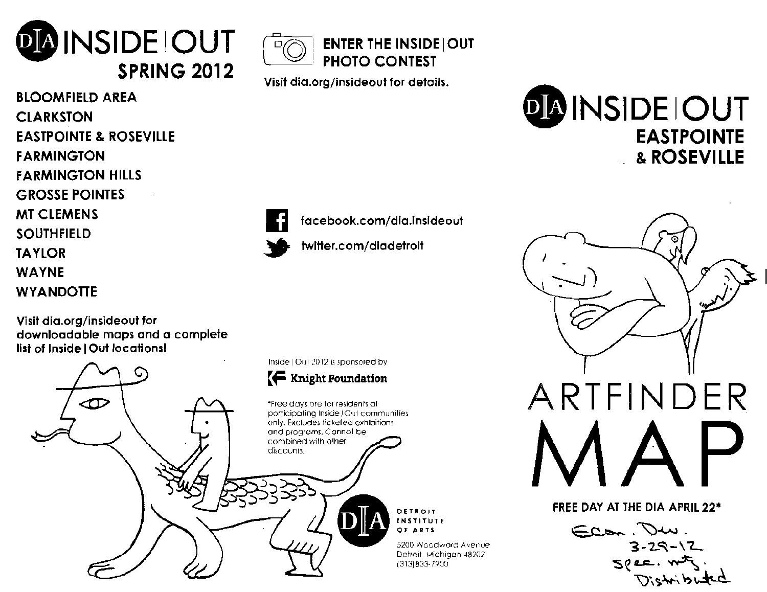# DIA INSIDE | OUT

## SPRING 2012

- BLOOMFIELD AREA
- CLARKSTON
- EASTPOINTE & ROSEVILLE
- FARMINGTON
- FARMINGTON HILLS
- GROSSE POINTES
- MT CLEMENS
- SOUTHFIELD
- TAYLOR
- WAYNE
- WYANDOTTE

**Visit dia.org/insideout for downloadable maps and a complete list of Inside | Out locations!**

**ENTER THE INSIDE | OUT PHOTO CONTEST**

**Visit dia.org/insideout for details.**

facebook.com/dia.insideout

twitter.com/diadetroit

Inside | Out 2012 is sponsored by

Knight Foundation

*Free days are for residents of participating Inside | Out communities only. Excludes ticketed exhibitions and programs. Cannot be combined with other discounts.

DIA DETROIT INSTITUTE OF ARTS

5200 Woodward Avenue
Detroit, Michigan 48202
(313)833-7900

# DIA INSIDE | OUT

## EASTPOINTE & ROSEVILLE

# ARTFINDER MAP

**FREE DAY AT THE DIA APRIL 22***

Econ. Dev.
3-29-12
Spec. mtg.
Distributed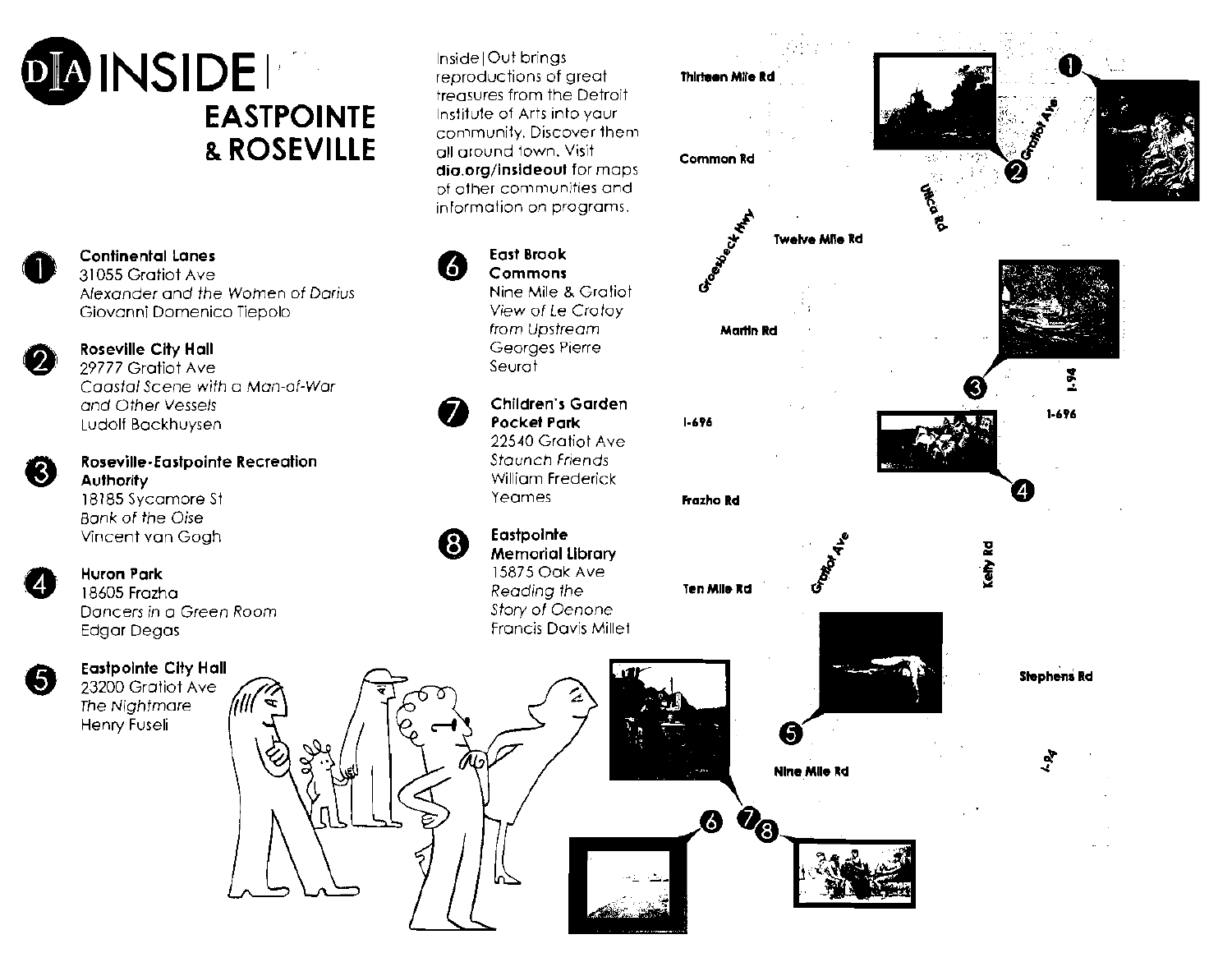# DIA INSIDE|OUT

## EASTPOINTE & ROSEVILLE

Inside|Out brings reproductions of great treasures from the Detroit Institute of Arts into your community. Discover them all around town. Visit **dia.org/insideout** for maps of other communities and information on programs.

1. **Continental Lanes**
   31055 Gratiot Ave
   *Alexander and the Women of Darius*
   Giovanni Domenico Tiepolo

2. **Roseville City Hall**
   29777 Gratiot Ave
   *Coastal Scene with a Man-of-War and Other Vessels*
   Ludolf Backhuysen

3. **Roseville-Eastpointe Recreation Authority**
   18185 Sycamore St
   *Bank of the Oise*
   Vincent van Gogh

4. **Huron Park**
   18605 Frazho
   *Dancers in a Green Room*
   Edgar Degas

5. **Eastpointe City Hall**
   23200 Gratiot Ave
   *The Nightmare*
   Henry Fuseli

6. **East Brook Commons**
   Nine Mile & Gratiot
   *View of Le Crotoy from Upstream*
   Georges Pierre Seurat

7. **Children's Garden Pocket Park**
   22540 Gratiot Ave
   *Staunch Friends*
   William Frederick Yeames

8. **Eastpointe Memorial Library**
   15875 Oak Ave
   *Reading the Story of Oenone*
   Francis Davis Millet

Thirteen Mile Rd
Common Rd
Gratiot Ave
Utica Rd
Groesbeck Hwy
Twelve Mile Rd
Martin Rd
I-94
I-696
I-696
Frazho Rd
Gratiot Ave
Kelly Rd
Ten Mile Rd
Stephens Rd
Nine Mile Rd
I-94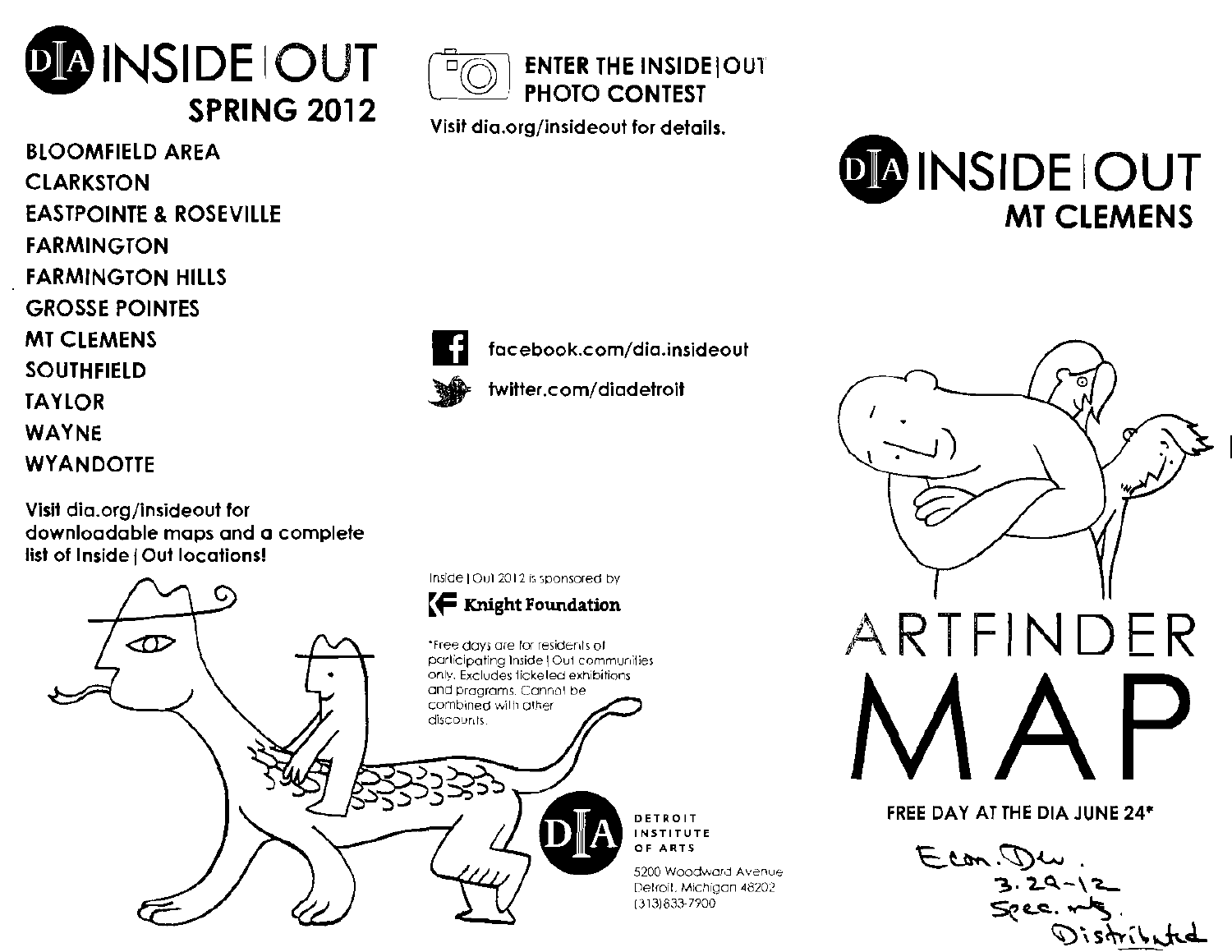# DIA INSIDE | OUT

## SPRING 2012

- BLOOMFIELD AREA
- CLARKSTON
- EASTPOINTE & ROSEVILLE
- FARMINGTON
- FARMINGTON HILLS
- GROSSE POINTES
- MT CLEMENS
- SOUTHFIELD
- TAYLOR
- WAYNE
- WYANDOTTE

**Visit dia.org/insideout for downloadable maps and a complete list of Inside | Out locations!**

**ENTER THE INSIDE | OUT PHOTO CONTEST**

**Visit dia.org/insideout for details.**

facebook.com/dia.insideout

twitter.com/diadetroit

Inside | Out 2012 is sponsored by

**Knight Foundation**

*Free days are for residents of participating Inside | Out communities only. Excludes ticketed exhibitions and programs. Cannot be combined with other discounts.

DETROIT INSTITUTE OF ARTS

5200 Woodward Avenue
Detroit, Michigan 48202
(313)833-7900

# DIA INSIDE | OUT

## MT CLEMENS

# ARTFINDER MAP

**FREE DAY AT THE DIA JUNE 24***

Econ. Dev.
3-29-12
Spec. mtg.
Distributed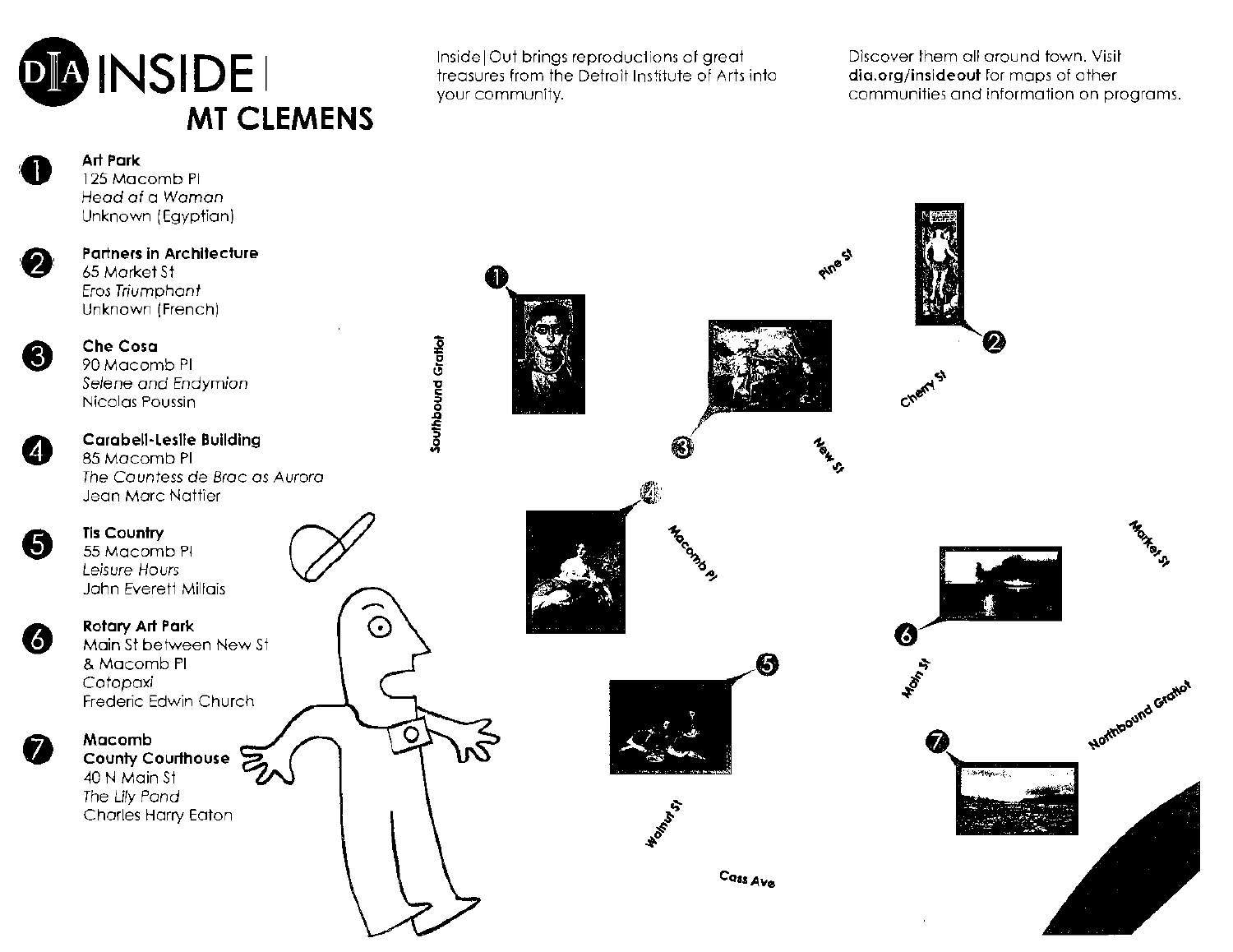# DIA INSIDE|

## MT CLEMENS

Inside|Out brings reproductions of great treasures from the Detroit Institute of Arts into your community.

Discover them all around town. Visit **dia.org/insideout** for maps of other communities and information on programs.

1. **Art Park**
   125 Macomb Pl
   *Head of a Woman*
   Unknown (Egyptian)

2. **Partners in Architecture**
   65 Market St
   *Eros Triumphant*
   Unknown (French)

3. **Che Cosa**
   90 Macomb Pl
   *Selene and Endymion*
   Nicolas Poussin

4. **Carabell-Leslie Building**
   85 Macomb Pl
   *The Countess de Brac as Aurora*
   Jean Marc Nattier

5. **Tis Country**
   55 Macomb Pl
   *Leisure Hours*
   John Everett Millais

6. **Rotary Art Park**
   Main St between New St & Macomb Pl
   *Cotopaxi*
   Frederic Edwin Church

7. **Macomb County Courthouse**
   40 N Main St
   *The Lily Pond*
   Charles Harry Eaton

Pine St
Southbound Gratiot
Cherry St
New St
Macomb Pl
Market St
Main St
Northbound Gratiot
Walnut St
Cass Ave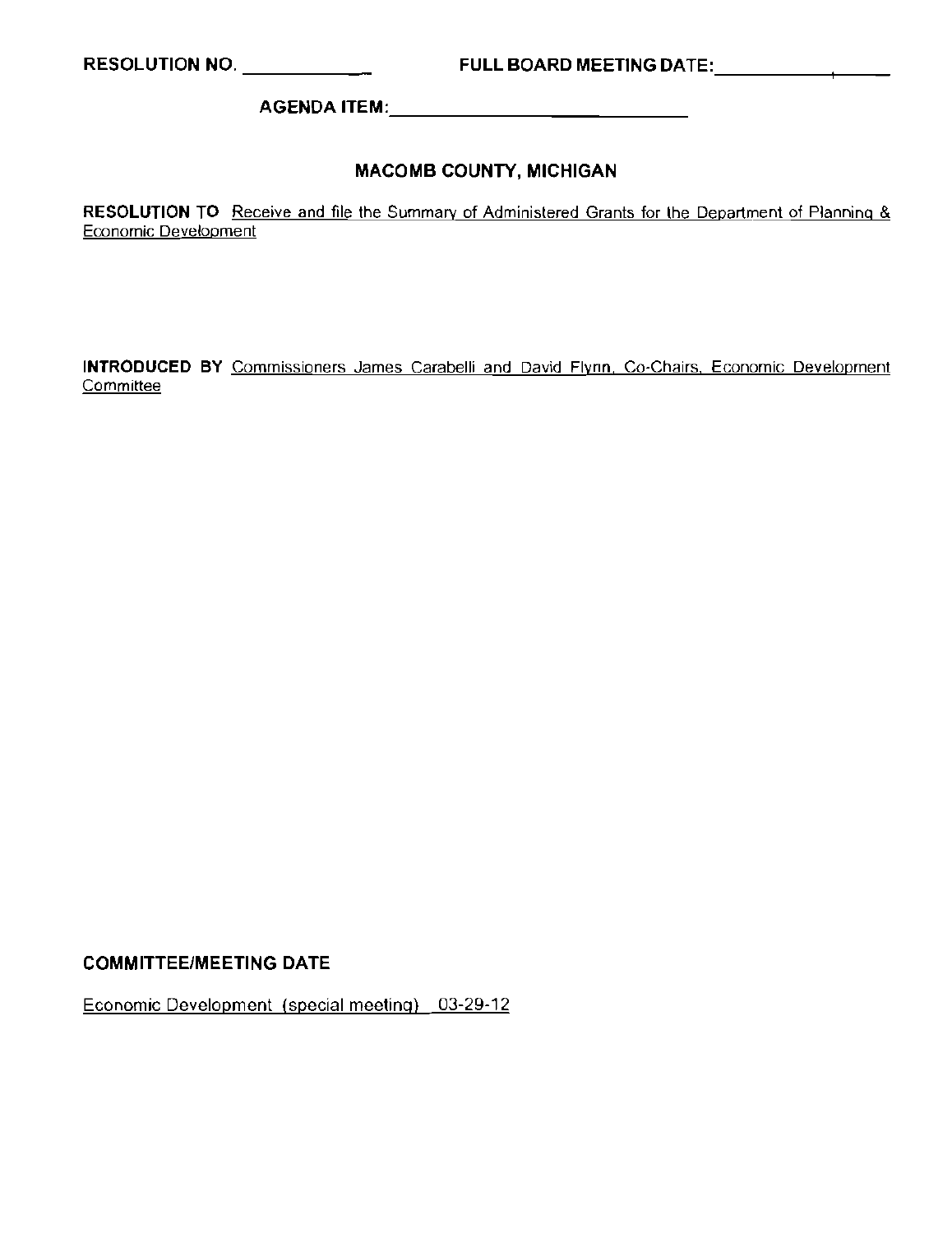**RESOLUTION NO.** ____________ **FULL BOARD MEETING DATE:** ________________

**AGENDA ITEM:** ________________________

# MACOMB COUNTY, MICHIGAN

**RESOLUTION TO** Receive and file the Summary of Administered Grants for the Department of Planning & Economic Development

**INTRODUCED BY** Commissioners James Carabelli and David Flynn, Co-Chairs, Economic Development Committee

**COMMITTEE/MEETING DATE**

Economic Development (special meeting) 03-29-12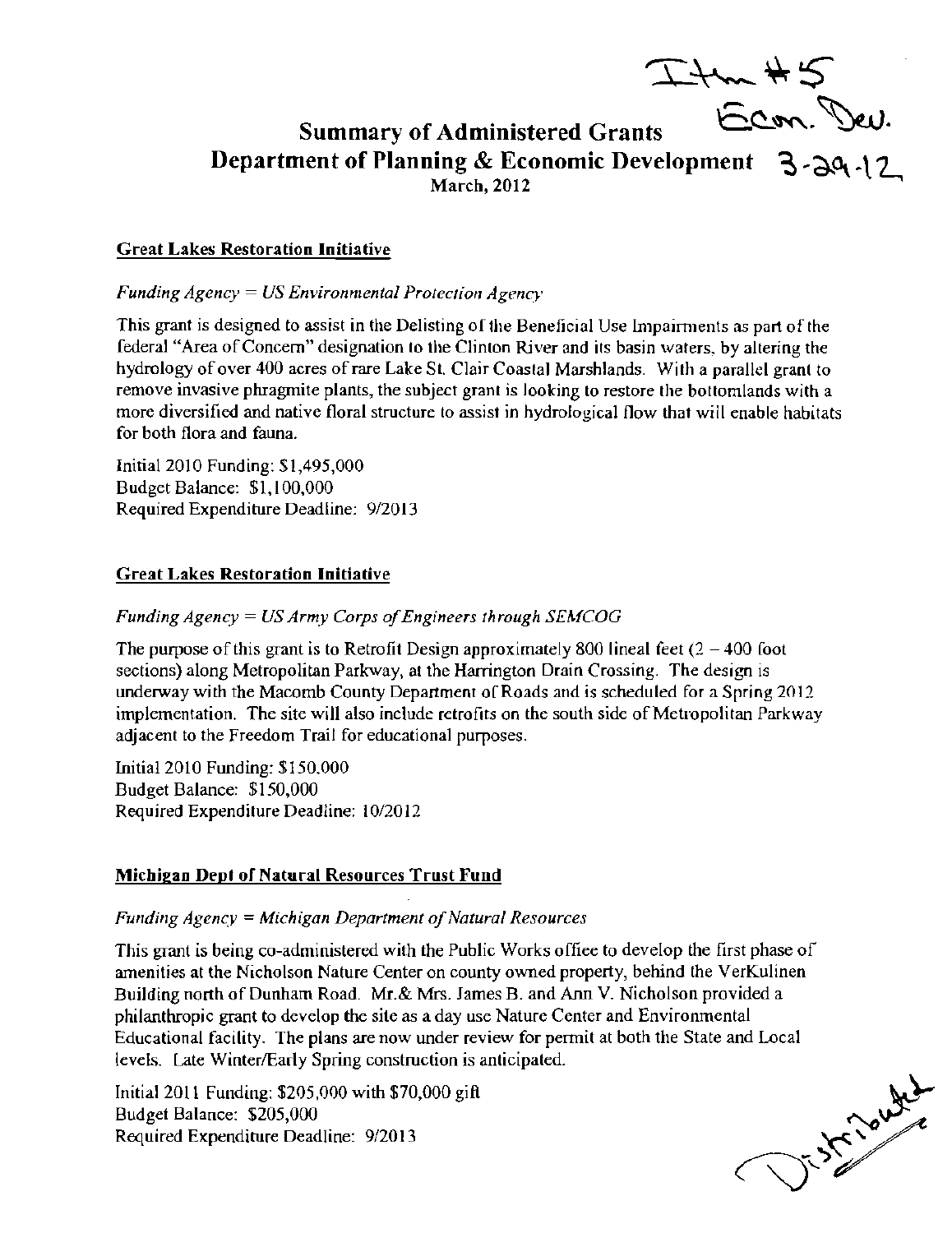Item #5
Econ. Dev.
3-29-12

# Summary of Administered Grants
## Department of Planning & Economic Development
March, 2012

**Great Lakes Restoration Initiative**

*Funding Agency = US Environmental Protection Agency*

This grant is designed to assist in the Delisting of the Beneficial Use Impairments as part of the federal "Area of Concern" designation to the Clinton River and its basin waters, by altering the hydrology of over 400 acres of rare Lake St. Clair Coastal Marshlands. With a parallel grant to remove invasive phragmite plants, the subject grant is looking to restore the bottomlands with a more diversified and native floral structure to assist in hydrological flow that will enable habitats for both flora and fauna.

Initial 2010 Funding: $1,495,000
Budget Balance: $1,100,000
Required Expenditure Deadline: 9/2013

**Great Lakes Restoration Initiative**

*Funding Agency = US Army Corps of Engineers through SEMCOG*

The purpose of this grant is to Retrofit Design approximately 800 lineal feet (2 – 400 foot sections) along Metropolitan Parkway, at the Harrington Drain Crossing. The design is underway with the Macomb County Department of Roads and is scheduled for a Spring 2012 implementation. The site will also include retrofits on the south side of Metropolitan Parkway adjacent to the Freedom Trail for educational purposes.

Initial 2010 Funding: $150,000
Budget Balance: $150,000
Required Expenditure Deadline: 10/2012

**Michigan Dept of Natural Resources Trust Fund**

*Funding Agency = Michigan Department of Natural Resources*

This grant is being co-administered with the Public Works office to develop the first phase of amenities at the Nicholson Nature Center on county owned property, behind the VerKulinen Building north of Dunham Road. Mr.& Mrs. James B. and Ann V. Nicholson provided a philanthropic grant to develop the site as a day use Nature Center and Environmental Educational facility. The plans are now under review for permit at both the State and Local levels. Late Winter/Early Spring construction is anticipated.

Initial 2011 Funding: $205,000 with $70,000 gift
Budget Balance: $205,000
Required Expenditure Deadline: 9/2013

Distributed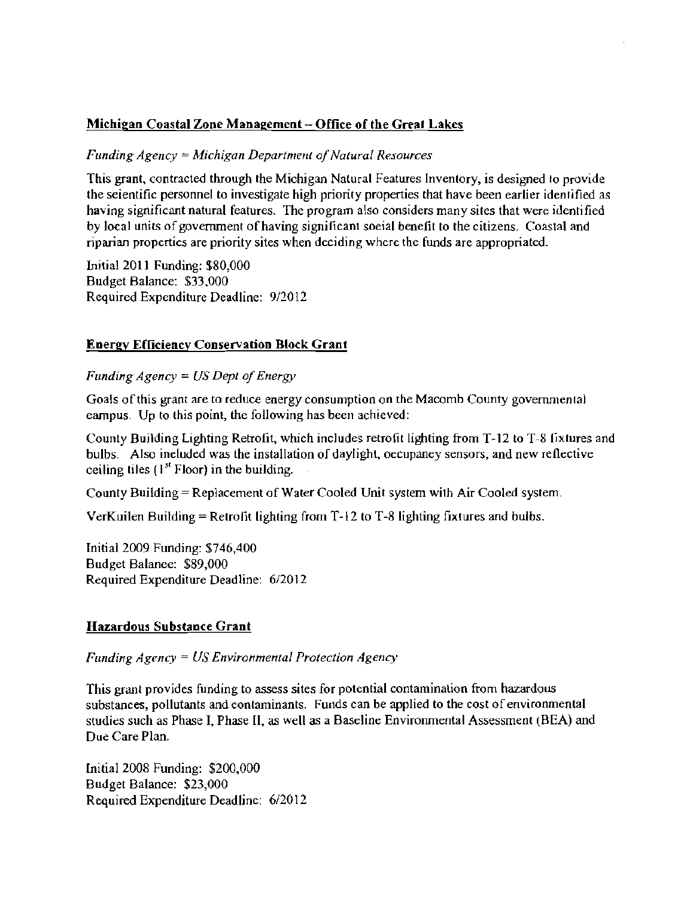**<u>Michigan Coastal Zone Management – Office of the Great Lakes</u>**

*Funding Agency = Michigan Department of Natural Resources*

This grant, contracted through the Michigan Natural Features Inventory, is designed to provide the scientific personnel to investigate high priority properties that have been earlier identified as having significant natural features. The program also considers many sites that were identified by local units of government of having significant social benefit to the citizens. Coastal and riparian properties are priority sites when deciding where the funds are appropriated.

Initial 2011 Funding: $80,000
Budget Balance: $33,000
Required Expenditure Deadline: 9/2012

**<u>Energy Efficiency Conservation Block Grant</u>**

*Funding Agency = US Dept of Energy*

Goals of this grant are to reduce energy consumption on the Macomb County governmental campus. Up to this point, the following has been achieved:

County Building Lighting Retrofit, which includes retrofit lighting from T-12 to T-8 fixtures and bulbs. Also included was the installation of daylight, occupancy sensors, and new reflective ceiling tiles (1st Floor) in the building.

County Building = Replacement of Water Cooled Unit system with Air Cooled system.

VerKuilen Building = Retrofit lighting from T-12 to T-8 lighting fixtures and bulbs.

Initial 2009 Funding: $746,400
Budget Balance: $89,000
Required Expenditure Deadline: 6/2012

**<u>Hazardous Substance Grant</u>**

*Funding Agency = US Environmental Protection Agency*

This grant provides funding to assess sites for potential contamination from hazardous substances, pollutants and contaminants. Funds can be applied to the cost of environmental studies such as Phase I, Phase II, as well as a Baseline Environmental Assessment (BEA) and Due Care Plan.

Initial 2008 Funding: $200,000
Budget Balance: $23,000
Required Expenditure Deadline: 6/2012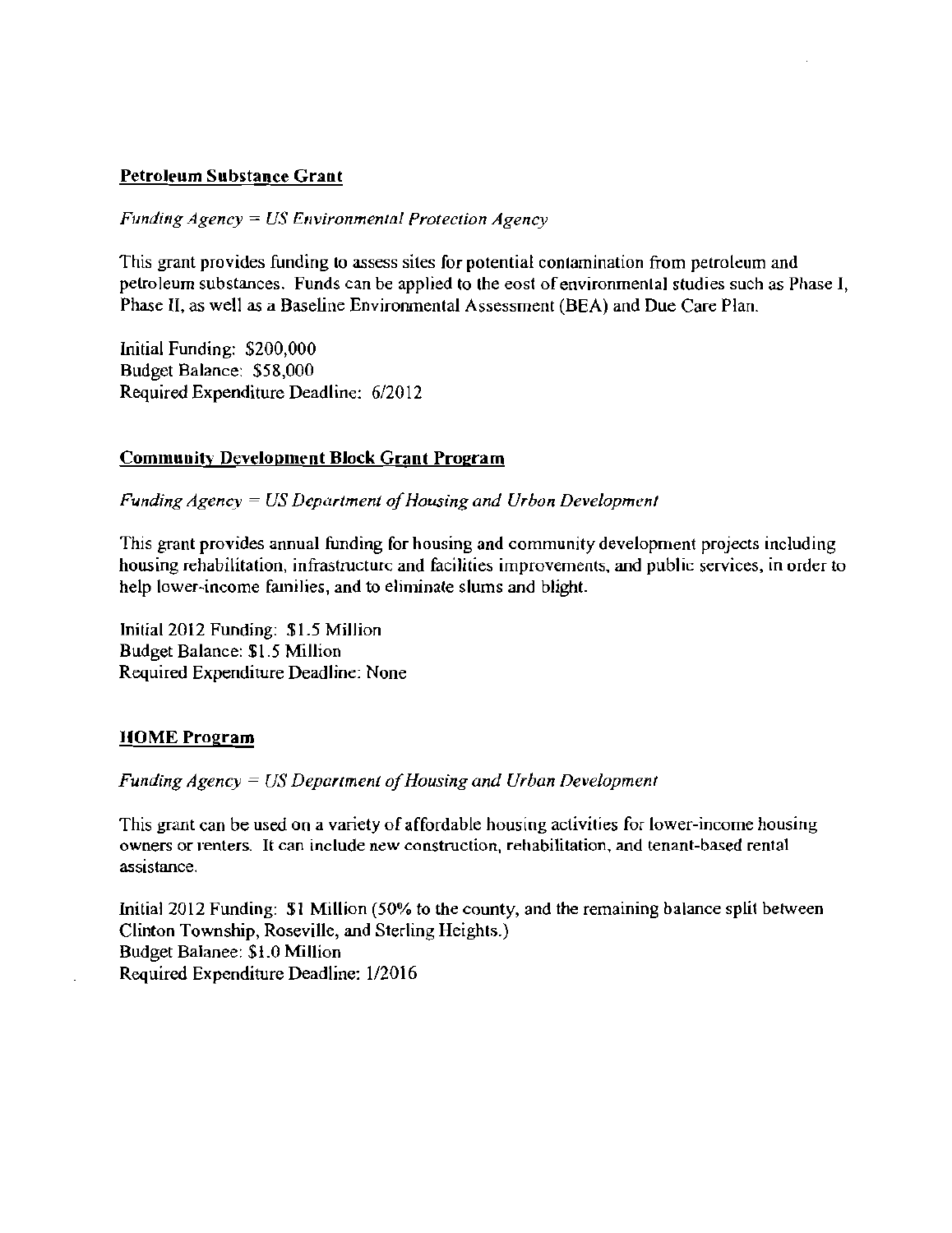**Petroleum Substance Grant**

*Funding Agency = US Environmental Protection Agency*

This grant provides funding to assess sites for potential contamination from petroleum and petroleum substances. Funds can be applied to the eost of environmental studies such as Phase I, Phase II, as well as a Baseline Environmental Assessment (BEA) and Due Care Plan.

Initial Funding: $200,000
Budget Balance: $58,000
Required Expenditure Deadline: 6/2012

**Community Development Block Grant Program**

*Funding Agency = US Department of Housing and Urban Development*

This grant provides annual funding for housing and community development projects including housing rehabilitation, infrastructure and facilities improvements, and public services, in order to help lower-income families, and to eliminate slums and blight.

Initial 2012 Funding: $1.5 Million
Budget Balance: $1.5 Million
Required Expenditure Deadline: None

**HOME Program**

*Funding Agency = US Department of Housing and Urban Development*

This grant can be used on a variety of affordable housing activities for lower-income housing owners or renters. It can include new construction, rehabilitation, and tenant-based rental assistance.

Initial 2012 Funding: $1 Million (50% to the county, and the remaining balance split between Clinton Township, Roseville, and Sterling Heights.)
Budget Balanee: $1.0 Million
Required Expenditure Deadline: 1/2016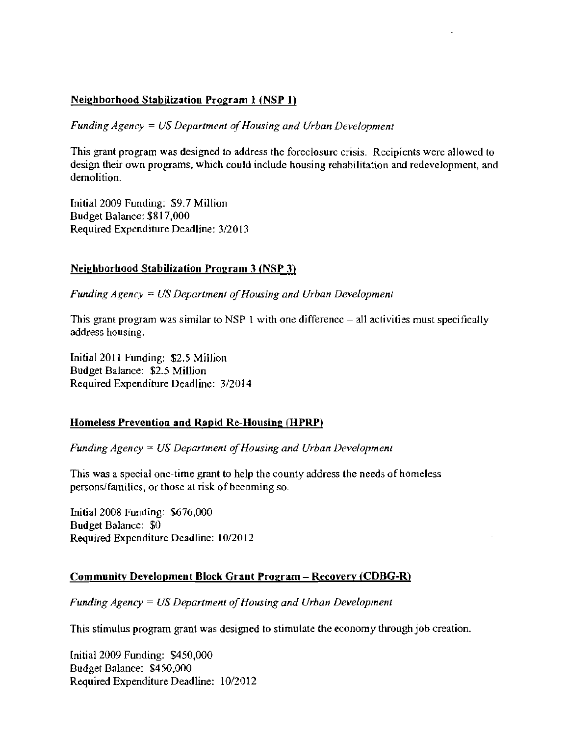**Neighborhood Stabilization Program 1 (NSP 1)**

*Funding Agency = US Department of Housing and Urban Development*

This grant program was designed to address the foreclosure crisis. Recipients were allowed to design their own programs, which could include housing rehabilitation and redevelopment, and demolition.

Initial 2009 Funding: $9.7 Million
Budget Balance: $817,000
Required Expenditure Deadline: 3/2013

**Neighborhood Stabilization Program 3 (NSP 3)**

*Funding Agency = US Department of Housing and Urban Development*

This grant program was similar to NSP 1 with one difference – all activities must specifically address housing.

Initial 2011 Funding: $2.5 Million
Budget Balance: $2.5 Million
Required Expenditure Deadline: 3/2014

**Homeless Prevention and Rapid Re-Housing (HPRP)**

*Funding Agency = US Department of Housing and Urban Development*

This was a special one-time grant to help the county address the needs of homeless persons/families, or those at risk of becoming so.

Initial 2008 Funding: $676,000
Budget Balance: $0
Required Expenditure Deadline: 10/2012

**Community Development Block Grant Program – Recovery (CDBG-R)**

*Funding Agency = US Department of Housing and Urban Development*

This stimulus program grant was designed to stimulate the economy through job creation.

Initial 2009 Funding: $450,000
Budget Balanee: $450,000
Required Expenditure Deadline: 10/2012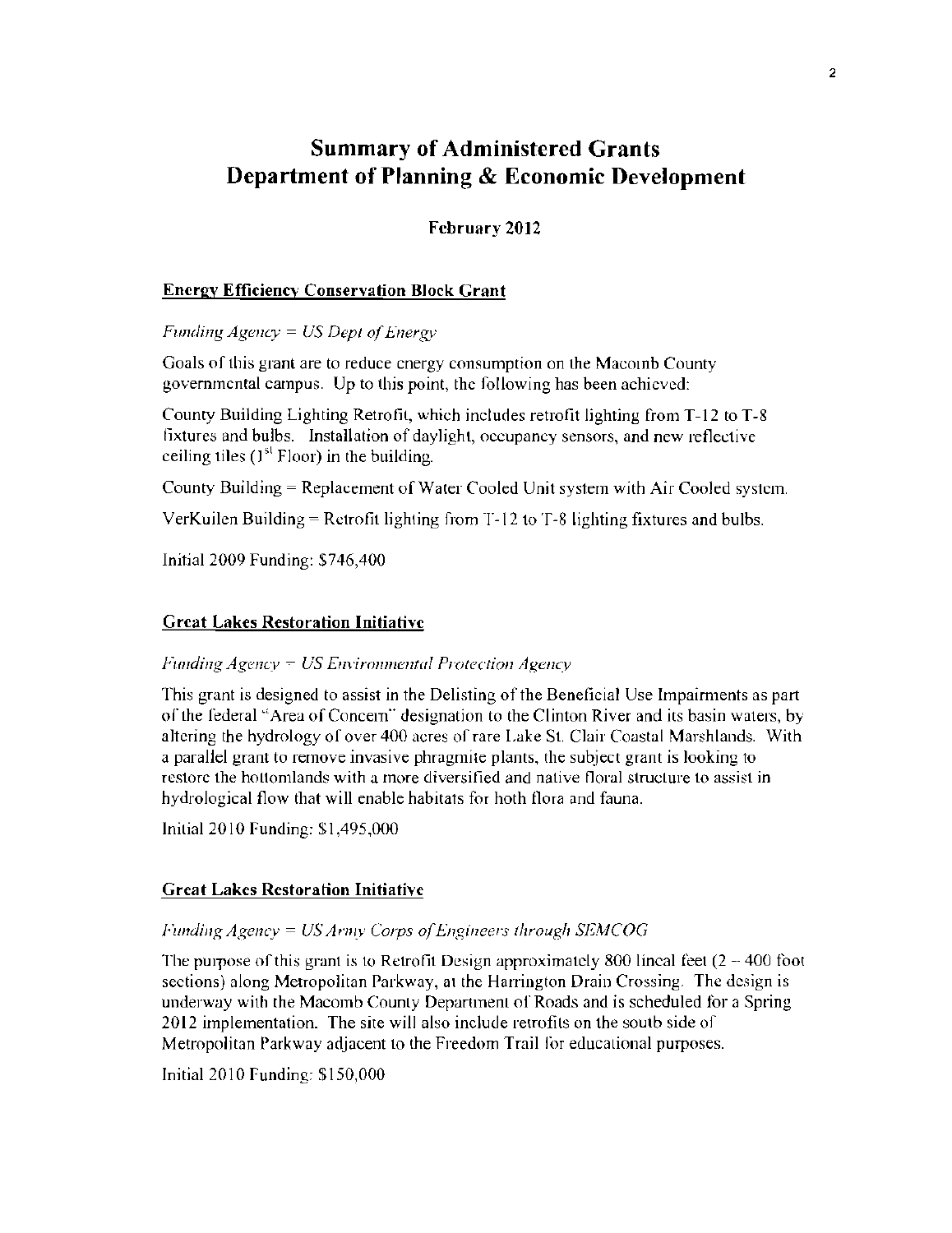# Summary of Administered Grants
# Department of Planning & Economic Development

**February 2012**

## Energy Efficiency Conservation Block Grant

*Funding Agency = US Dept of Energy*

Goals of this grant are to reduce energy consumption on the Macomb County governmental campus. Up to this point, the following has been achieved:

County Building Lighting Retrofit, which includes retrofit lighting from T-12 to T-8 fixtures and bulbs. Installation of daylight, occupancy sensors, and new reflective ceiling tiles (1st Floor) in the building.

County Building = Replacement of Water Cooled Unit system with Air Cooled system.

VerKuilen Building = Retrofit lighting from T-12 to T-8 lighting fixtures and bulbs.

Initial 2009 Funding: $746,400

## Great Lakes Restoration Initiative

*Funding Agency = US Environmental Protection Agency*

This grant is designed to assist in the Delisting of the Beneficial Use Impairments as part of the federal "Area of Concern" designation to the Clinton River and its basin waters, by altering the hydrology of over 400 acres of rare Lake St. Clair Coastal Marshlands. With a parallel grant to remove invasive phragmite plants, the subject grant is looking to restore the bottomlands with a more diversified and native floral structure to assist in hydrological flow that will enable habitats for both flora and fauna.

Initial 2010 Funding: $1,495,000

## Great Lakes Restoration Initiative

*Funding Agency = US Army Corps of Engineers through SEMCOG*

The purpose of this grant is to Retrofit Design approximately 800 lineal feet (2 – 400 foot sections) along Metropolitan Parkway, at the Harrington Drain Crossing. The design is underway with the Macomb County Department of Roads and is scheduled for a Spring 2012 implementation. The site will also include retrofits on the south side of Metropolitan Parkway adjacent to the Freedom Trail for educational purposes.

Initial 2010 Funding: $150,000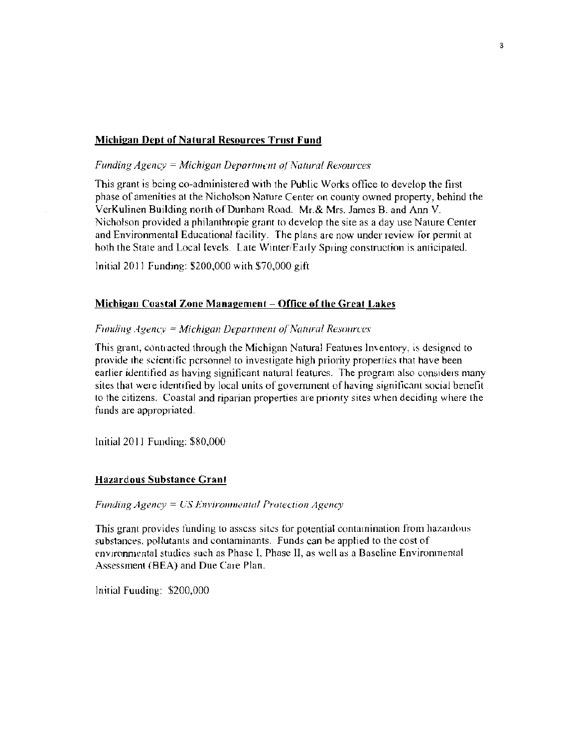**Michigan Dept of Natural Resources Trust Fund**

*Funding Agency = Michigan Department of Natural Resources*

This grant is being co-administered with the Public Works office to develop the first phase of amenities at the Nicholson Nature Center on county owned property, behind the VerKulinen Building north of Dunham Road. Mr.& Mrs. James B. and Ann V. Nicholson provided a philanthropic grant to develop the site as a day use Nature Center and Environmental Educational facility. The plans are now under review for permit at both the State and Local levels. Late Winter/Early Spring construction is anticipated.

Initial 2011 Funding: $200,000 with $70,000 gift

**Michigan Coastal Zone Management – Office of the Great Lakes**

*Funding Agency = Michigan Department of Natural Resources*

This grant, contracted through the Michigan Natural Features Inventory, is designed to provide the scientific personnel to investigate high priority properties that have been earlier identified as having significant natural features. The program also considers many sites that were identified by local units of government of having significant social benefit to the citizens. Coastal and riparian properties are priority sites when deciding where the funds are appropriated.

Initial 2011 Funding: $80,000

**Hazardous Substance Grant**

*Funding Agency = US Environmental Protection Agency*

This grant provides funding to assess sites for potential contamination from hazardous substances, pollutants and contaminants. Funds can be applied to the cost of environmental studies such as Phase I, Phase II, as well as a Baseline Environmental Assessment (BEA) and Due Care Plan.

Initial Funding: $200,000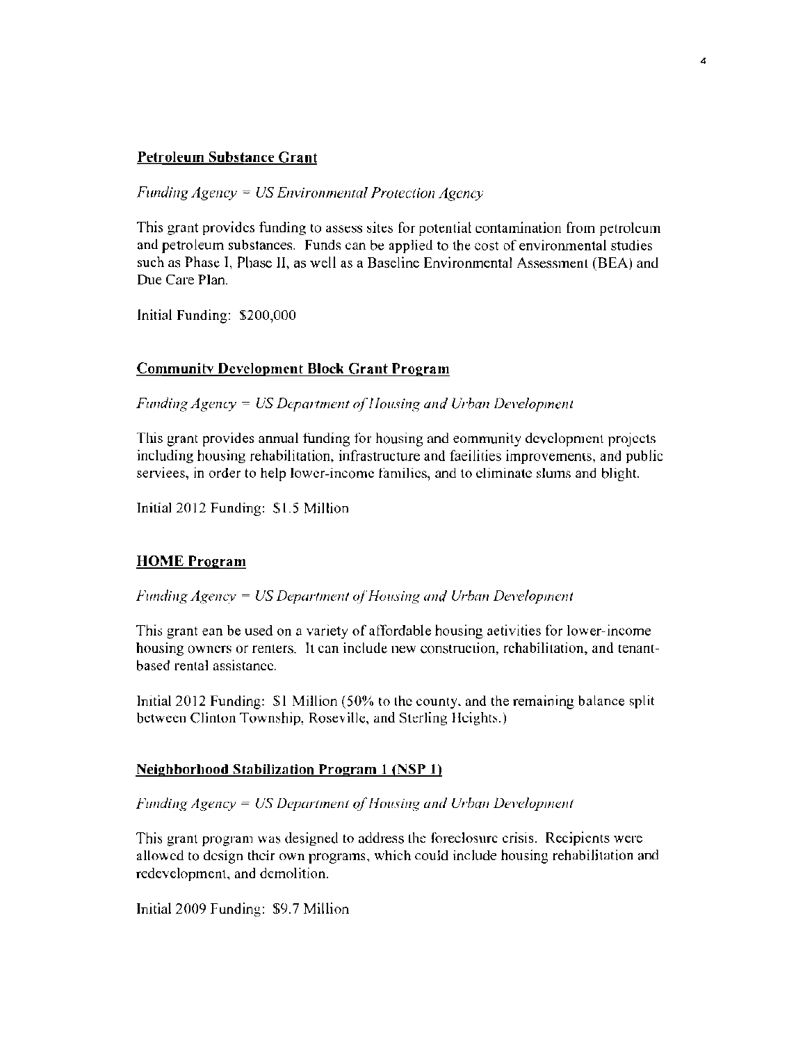**Petroleum Substance Grant**

*Funding Agency = US Environmental Protection Agency*

This grant provides funding to assess sites for potential contamination from petroleum and petroleum substances. Funds can be applied to the cost of environmental studies such as Phase I, Phase II, as well as a Baseline Environmental Assessment (BEA) and Due Care Plan.

Initial Funding: $200,000

**Community Development Block Grant Program**

*Funding Agency = US Department of Housing and Urban Development*

This grant provides annual funding for housing and community development projects including housing rehabilitation, infrastructure and facilities improvements, and public services, in order to help lower-income families, and to eliminate slums and blight.

Initial 2012 Funding: $1.5 Million

**HOME Program**

*Funding Agency = US Department of Housing and Urban Development*

This grant can be used on a variety of affordable housing activities for lower-income housing owners or renters. It can include new construction, rehabilitation, and tenant-based rental assistance.

Initial 2012 Funding: $1 Million (50% to the county, and the remaining balance split between Clinton Township, Roseville, and Sterling Heights.)

**Neighborhood Stabilization Program 1 (NSP 1)**

*Funding Agency = US Department of Housing and Urban Development*

This grant program was designed to address the foreclosure crisis. Recipients were allowed to design their own programs, which could include housing rehabilitation and redevelopment, and demolition.

Initial 2009 Funding: $9.7 Million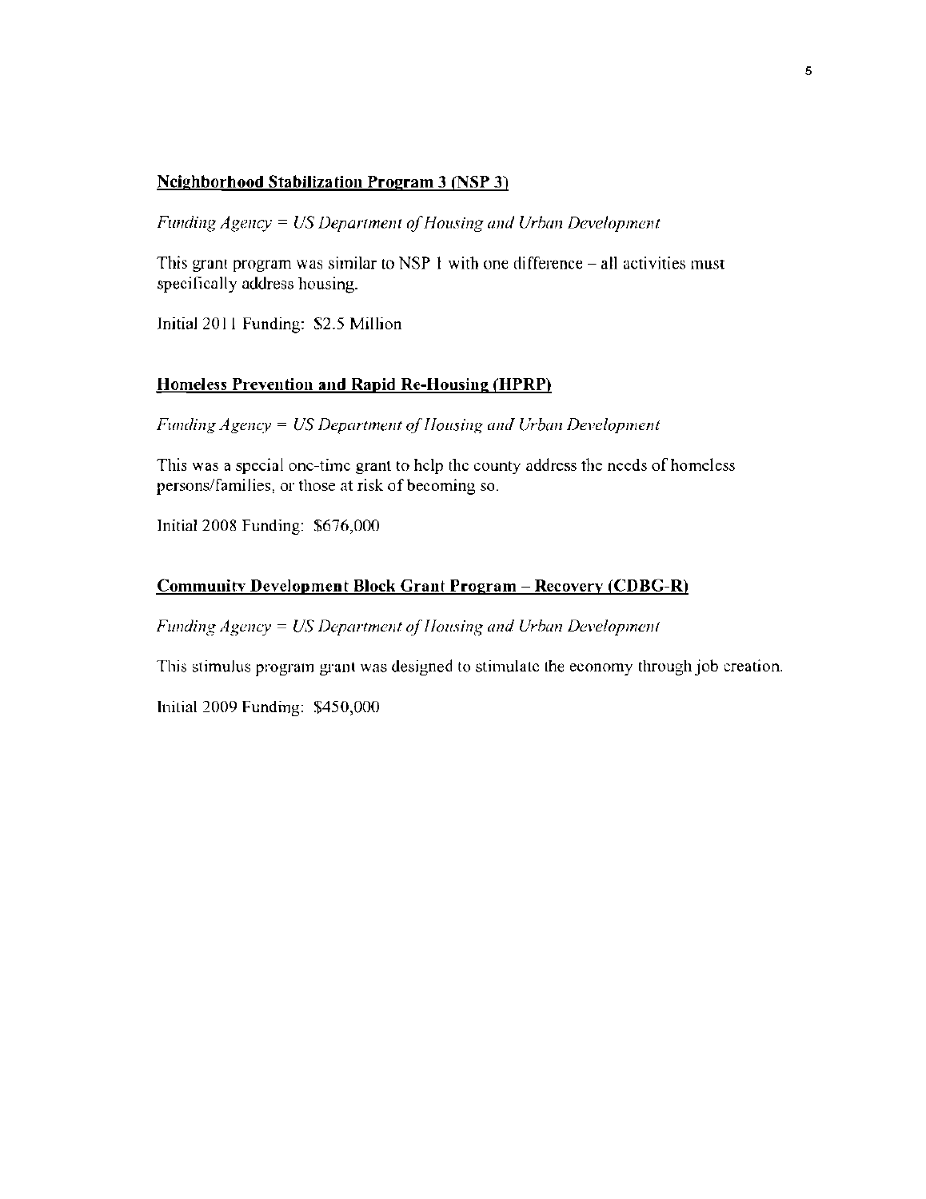**Neighborhood Stabilization Program 3 (NSP 3)**

*Funding Agency = US Department of Housing and Urban Development*

This grant program was similar to NSP 1 with one difference – all activities must specifically address housing.

Initial 2011 Funding: $2.5 Million

**Homeless Prevention and Rapid Re-Housing (HPRP)**

*Funding Agency = US Department of Housing and Urban Development*

This was a special one-time grant to help the county address the needs of homeless persons/families, or those at risk of becoming so.

Initial 2008 Funding: $676,000

**Community Development Block Grant Program – Recovery (CDBG-R)**

*Funding Agency = US Department of Housing and Urban Development*

This stimulus program grant was designed to stimulate the economy through job creation.

Initial 2009 Funding: $450,000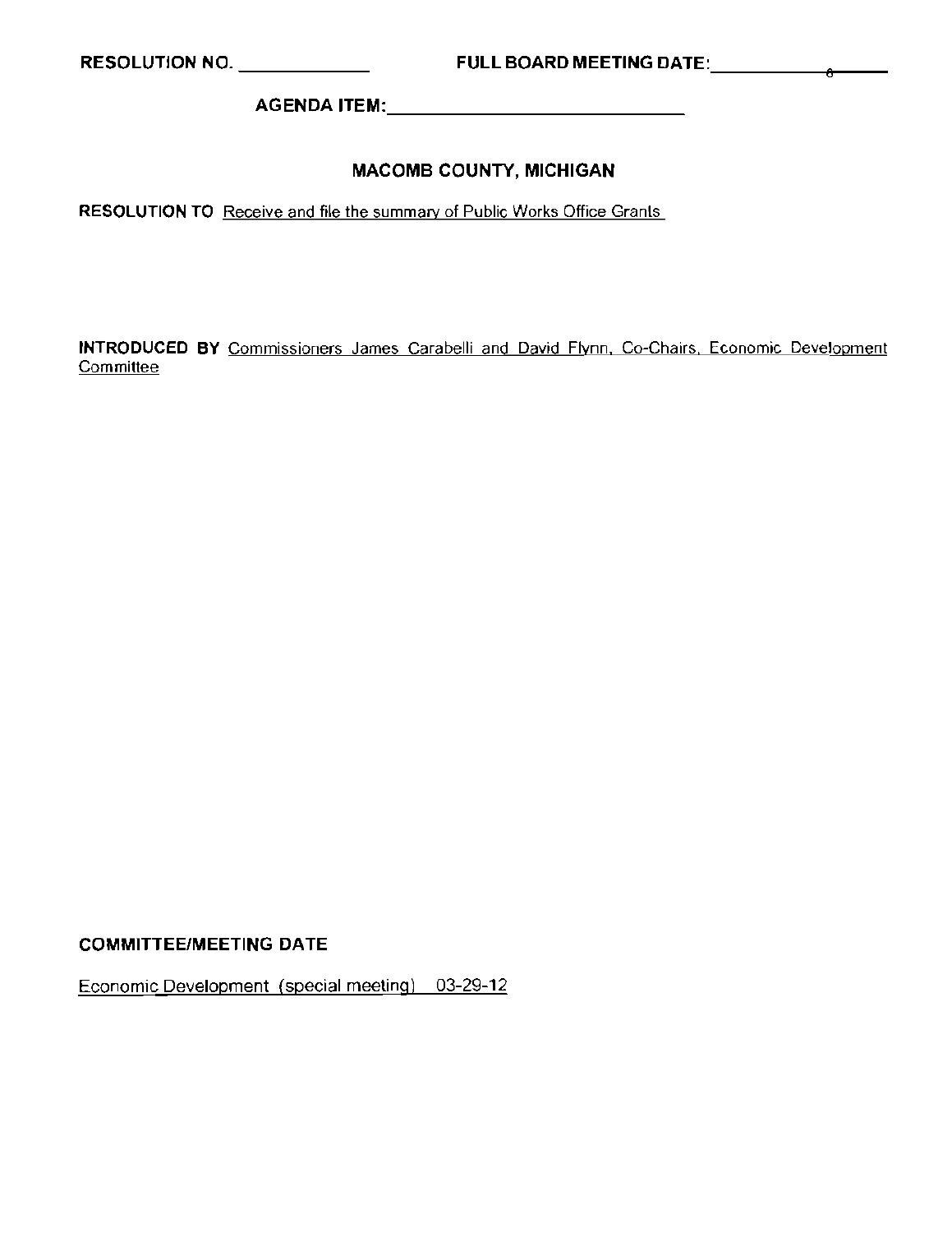RESOLUTION NO. ____________ FULL BOARD MEETING DATE: ____________

AGENDA ITEM: ____________________________

## MACOMB COUNTY, MICHIGAN

**RESOLUTION TO** Receive and file the summary of Public Works Office Grants

**INTRODUCED BY** Commissioners James Carabelli and David Flynn, Co-Chairs, Economic Development Committee

**COMMITTEE/MEETING DATE**

Economic Development (special meeting) 03-29-12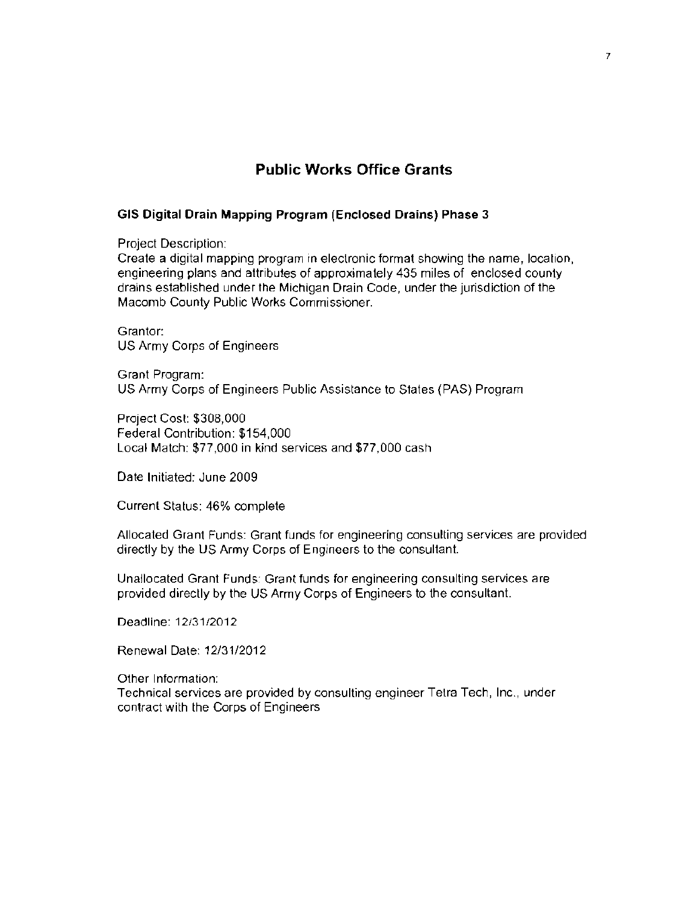## Public Works Office Grants

### GIS Digital Drain Mapping Program (Enclosed Drains) Phase 3

Project Description:
Create a digital mapping program in electronic format showing the name, location, engineering plans and attributes of approximately 435 miles of enclosed county drains established under the Michigan Drain Code, under the jurisdiction of the Macomb County Public Works Commissioner.

Grantor:
US Army Corps of Engineers

Grant Program:
US Army Corps of Engineers Public Assistance to States (PAS) Program

Project Cost: $308,000
Federal Contribution: $154,000
Local Match: $77,000 in kind services and $77,000 cash

Date Initiated: June 2009

Current Status: 46% complete

Allocated Grant Funds: Grant funds for engineering consulting services are provided directly by the US Army Corps of Engineers to the consultant.

Unallocated Grant Funds: Grant funds for engineering consulting services are provided directly by the US Army Corps of Engineers to the consultant.

Deadline: 12/31/2012

Renewal Date: 12/31/2012

Other Information:
Technical services are provided by consulting engineer Tetra Tech, Inc., under contract with the Corps of Engineers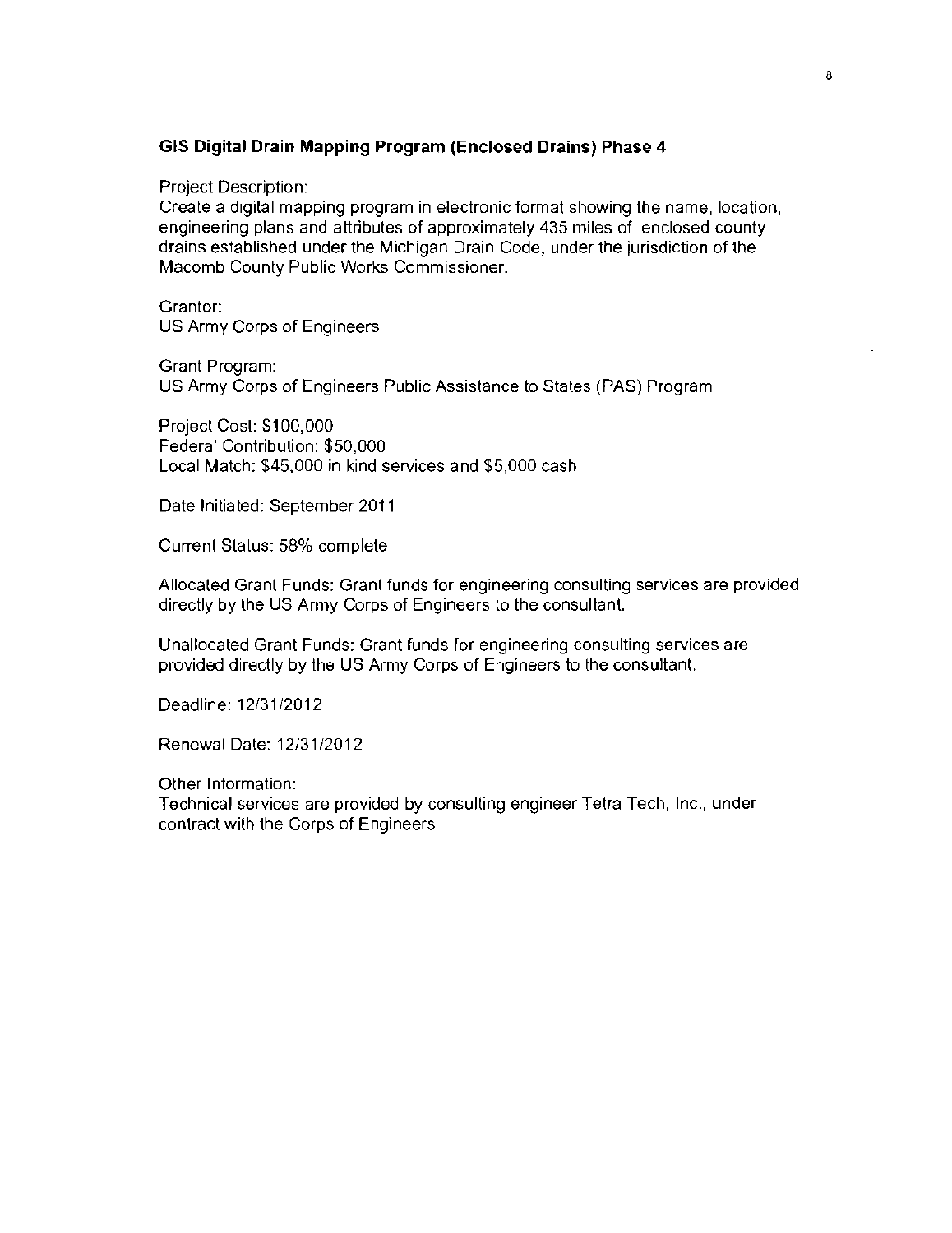**GIS Digital Drain Mapping Program (Enclosed Drains) Phase 4**

Project Description:
Create a digital mapping program in electronic format showing the name, location, engineering plans and attributes of approximately 435 miles of enclosed county drains established under the Michigan Drain Code, under the jurisdiction of the Macomb County Public Works Commissioner.

Grantor:
US Army Corps of Engineers

Grant Program:
US Army Corps of Engineers Public Assistance to States (PAS) Program

Project Cost: $100,000
Federal Contribution: $50,000
Local Match: $45,000 in kind services and $5,000 cash

Date Initiated: September 2011

Current Status: 58% complete

Allocated Grant Funds: Grant funds for engineering consulting services are provided directly by the US Army Corps of Engineers to the consultant.

Unallocated Grant Funds: Grant funds for engineering consulting services are provided directly by the US Army Corps of Engineers to the consultant.

Deadline: 12/31/2012

Renewal Date: 12/31/2012

Other Information:
Technical services are provided by consulting engineer Tetra Tech, Inc., under contract with the Corps of Engineers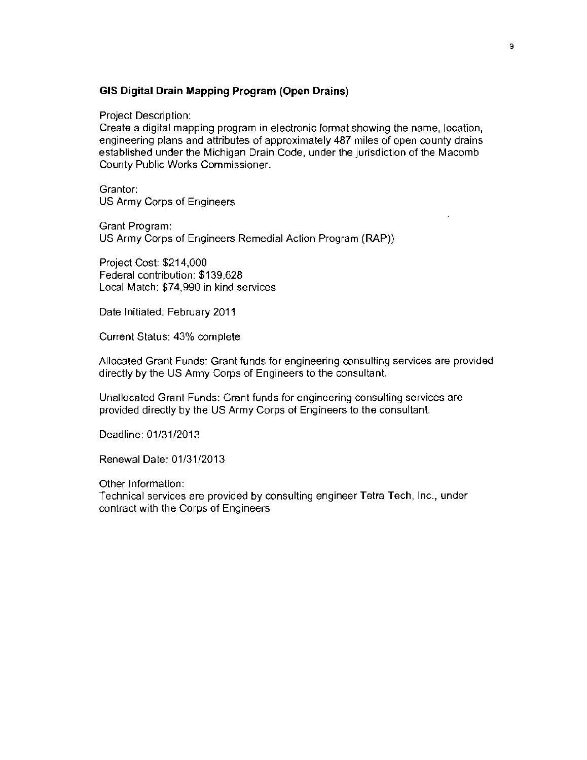## GIS Digital Drain Mapping Program (Open Drains)

Project Description:
Create a digital mapping program in electronic format showing the name, location, engineering plans and attributes of approximately 487 miles of open county drains established under the Michigan Drain Code, under the jurisdiction of the Macomb County Public Works Commissioner.

Grantor:
US Army Corps of Engineers

Grant Program:
US Army Corps of Engineers Remedial Action Program (RAP))

Project Cost: $214,000
Federal contribution: $139,628
Local Match: $74,990 in kind services

Date Initiated: February 2011

Current Status: 43% complete

Allocated Grant Funds: Grant funds for engineering consulting services are provided directly by the US Army Corps of Engineers to the consultant.

Unallocated Grant Funds: Grant funds for engineering consulting services are provided directly by the US Army Corps of Engineers to the consultant.

Deadline: 01/31/2013

Renewal Date: 01/31/2013

Other Information:
Technical services are provided by consulting engineer Tetra Tech, Inc., under contract with the Corps of Engineers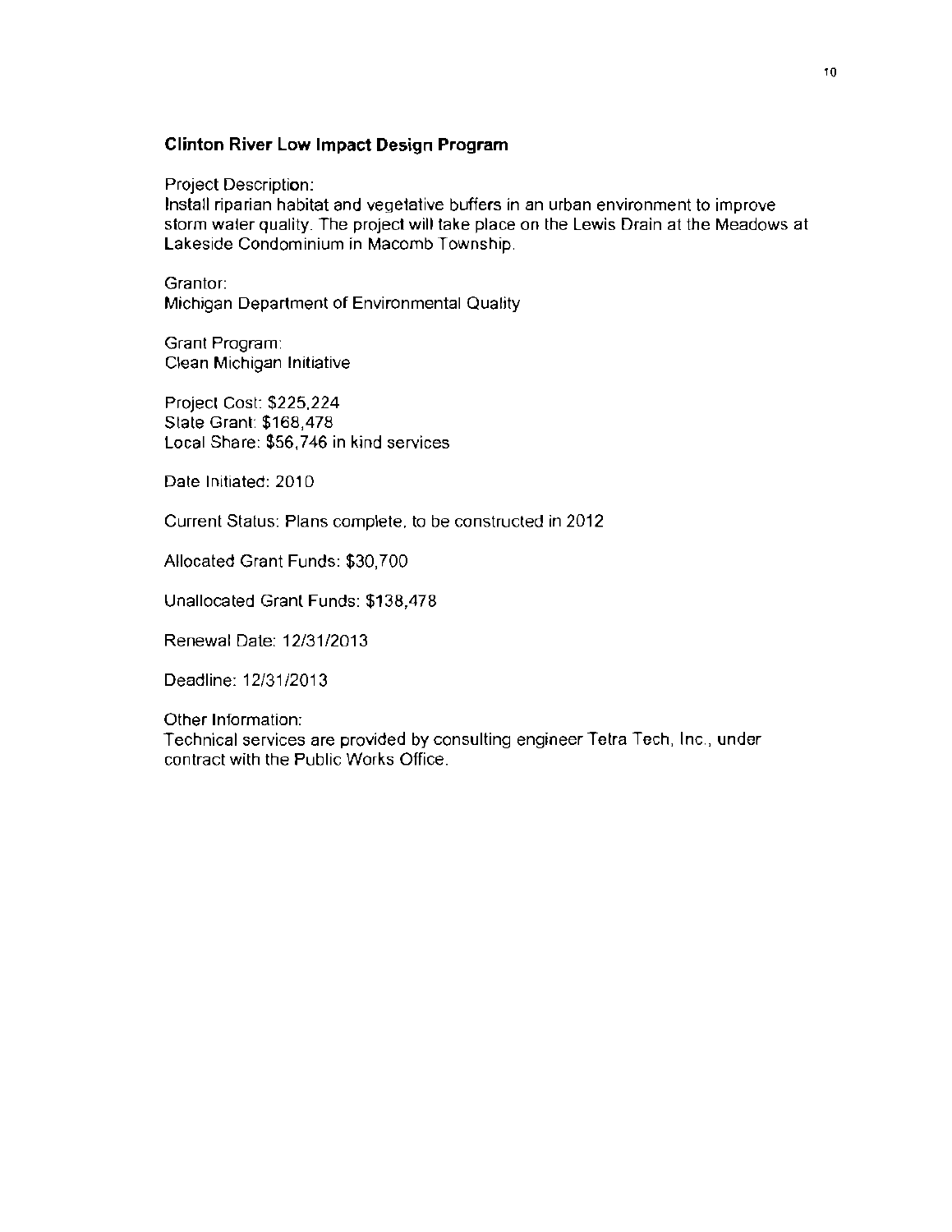**Clinton River Low Impact Design Program**

Project Description:
Install riparian habitat and vegetative buffers in an urban environment to improve storm water quality. The project will take place on the Lewis Drain at the Meadows at Lakeside Condominium in Macomb Township.

Grantor:
Michigan Department of Environmental Quality

Grant Program:
Clean Michigan Initiative

Project Cost: $225,224
State Grant: $168,478
Local Share: $56,746 in kind services

Date Initiated: 2010

Current Status: Plans complete, to be constructed in 2012

Allocated Grant Funds: $30,700

Unallocated Grant Funds: $138,478

Renewal Date: 12/31/2013

Deadline: 12/31/2013

Other Information:
Technical services are provided by consulting engineer Tetra Tech, Inc., under contract with the Public Works Office.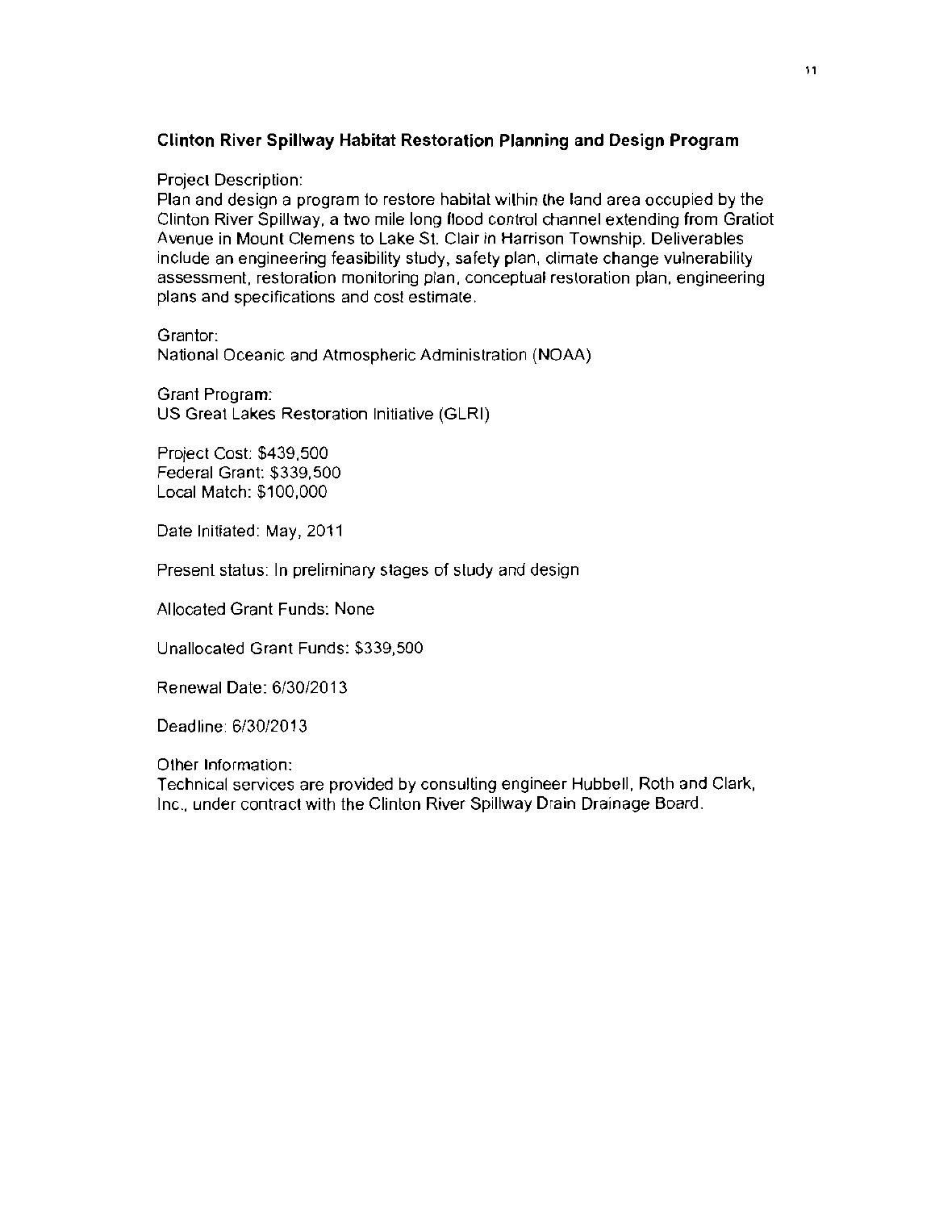### Clinton River Spillway Habitat Restoration Planning and Design Program

Project Description:
Plan and design a program to restore habitat within the land area occupied by the Clinton River Spillway, a two mile long flood control channel extending from Gratiot Avenue in Mount Clemens to Lake St. Clair in Harrison Township. Deliverables include an engineering feasibility study, safety plan, climate change vulnerability assessment, restoration monitoring plan, conceptual restoration plan, engineering plans and specifications and cost estimate.

Grantor:
National Oceanic and Atmospheric Administration (NOAA)

Grant Program:
US Great Lakes Restoration Initiative (GLRI)

Project Cost: $439,500
Federal Grant: $339,500
Local Match: $100,000

Date Initiated: May, 2011

Present status: In preliminary stages of study and design

Allocated Grant Funds: None

Unallocated Grant Funds: $339,500

Renewal Date: 6/30/2013

Deadline: 6/30/2013

Other Information:
Technical services are provided by consulting engineer Hubbell, Roth and Clark, Inc., under contract with the Clinton River Spillway Drain Drainage Board.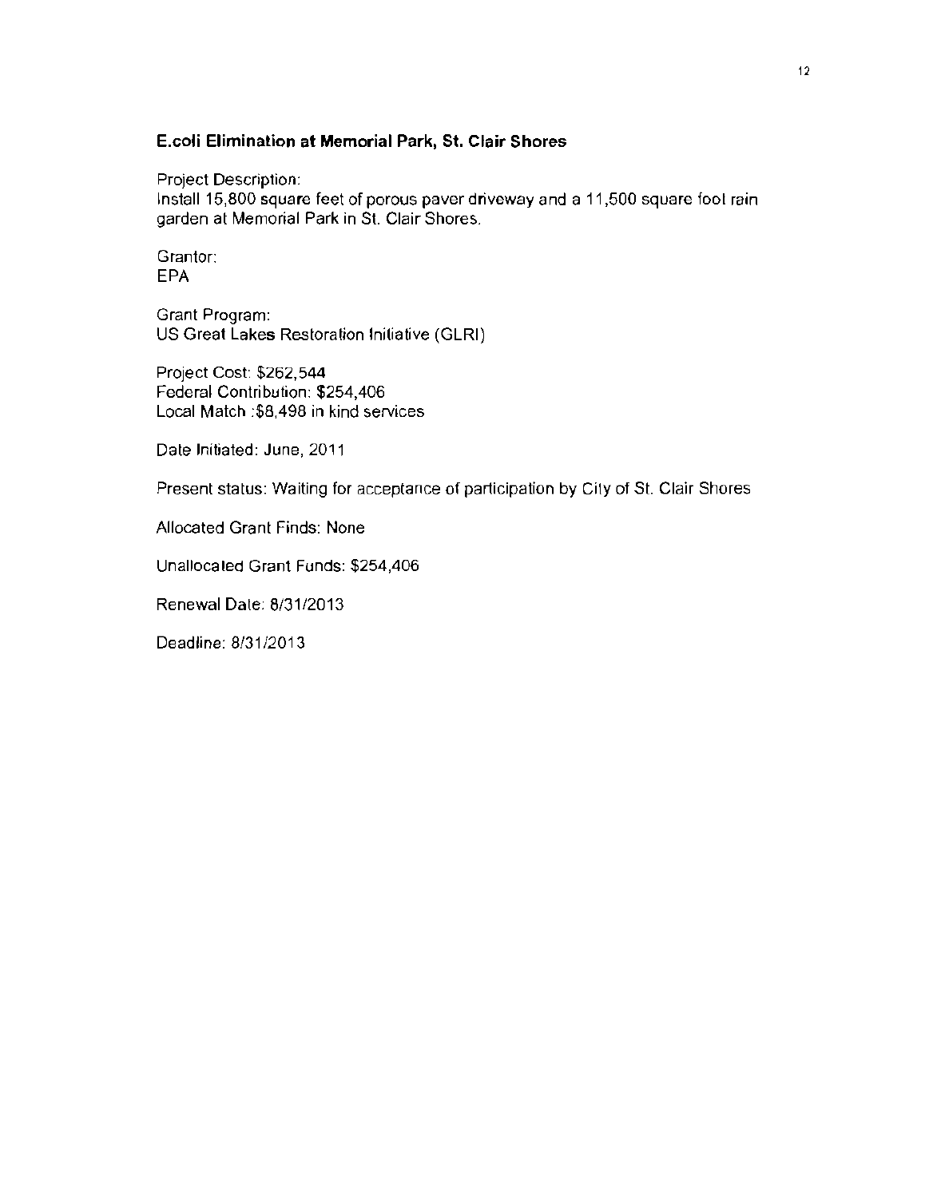**E.coli Elimination at Memorial Park, St. Clair Shores**

Project Description:
Install 15,800 square feet of porous paver driveway and a 11,500 square foot rain garden at Memorial Park in St. Clair Shores.

Grantor:
EPA

Grant Program:
US Great Lakes Restoration Initiative (GLRI)

Project Cost: $262,544
Federal Contribution: $254,406
Local Match :$8,498 in kind services

Date Initiated: June, 2011

Present status: Waiting for acceptance of participation by City of St. Clair Shores

Allocated Grant Finds: None

Unallocated Grant Funds: $254,406

Renewal Date: 8/31/2013

Deadline: 8/31/2013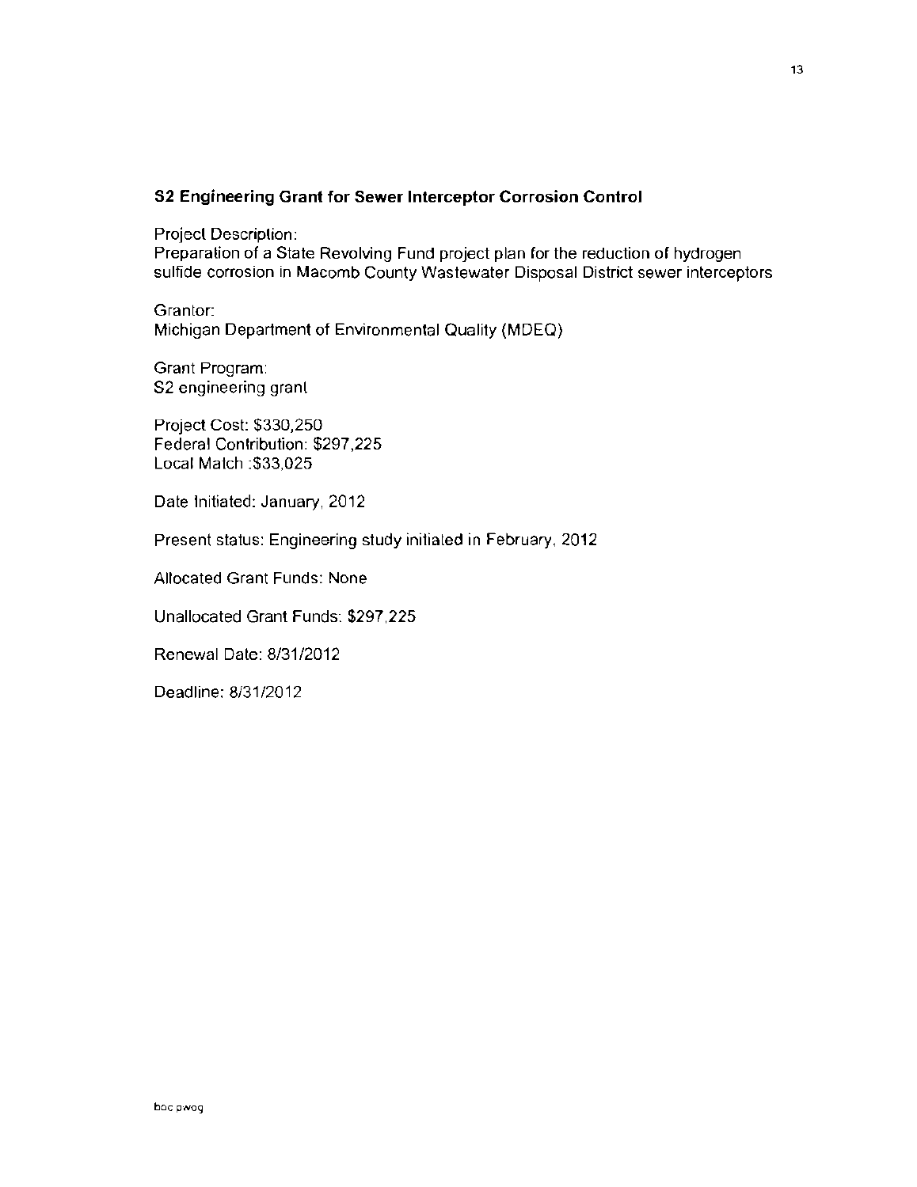### S2 Engineering Grant for Sewer Interceptor Corrosion Control

Project Description:
Preparation of a State Revolving Fund project plan for the reduction of hydrogen sulfide corrosion in Macomb County Wastewater Disposal District sewer interceptors

Grantor:
Michigan Department of Environmental Quality (MDEQ)

Grant Program:
S2 engineering grant

Project Cost: $330,250
Federal Contribution: $297,225
Local Match :$33,025

Date Initiated: January, 2012

Present status: Engineering study initiated in February, 2012

Allocated Grant Funds: None

Unallocated Grant Funds: $297,225

Renewal Date: 8/31/2012

Deadline: 8/31/2012